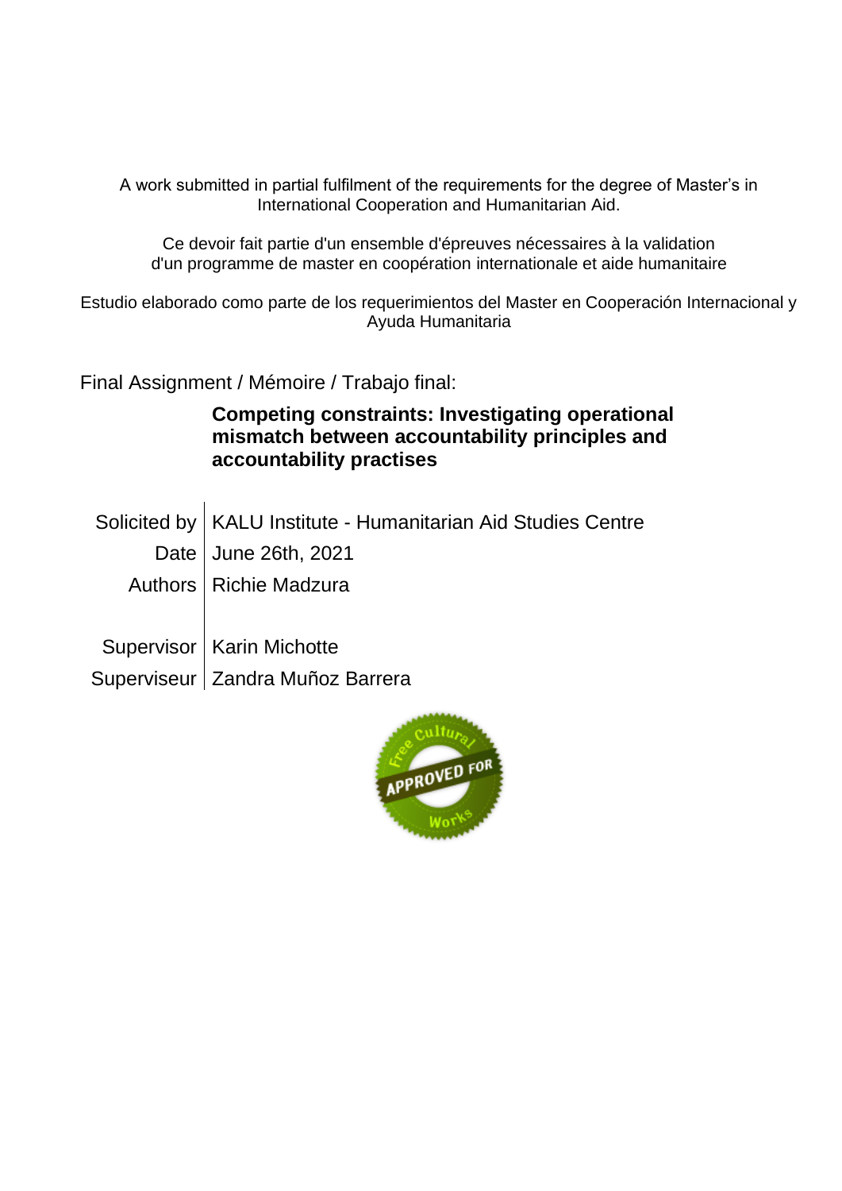A work submitted in partial fulfilment of the requirements for the degree of Master's in International Cooperation and Humanitarian Aid.

Ce devoir fait partie d'un ensemble d'épreuves nécessaires à la validation d'un programme de master en coopération internationale et aide humanitaire

Estudio elaborado como parte de los requerimientos del Master en Cooperación Internacional y Ayuda Humanitaria

Final Assignment / Mémoire / Trabajo final:

**Competing constraints: Investigating operational mismatch between accountability principles and accountability practises**

| | |
|---|---|
| Solicited by | KALU Institute - Humanitarian Aid Studies Centre |
| Date | June 26th, 2021 |
| Authors | Richie Madzura |
| Supervisor | Karin Michotte |
| Superviseur | Zandra Muñoz Barrera |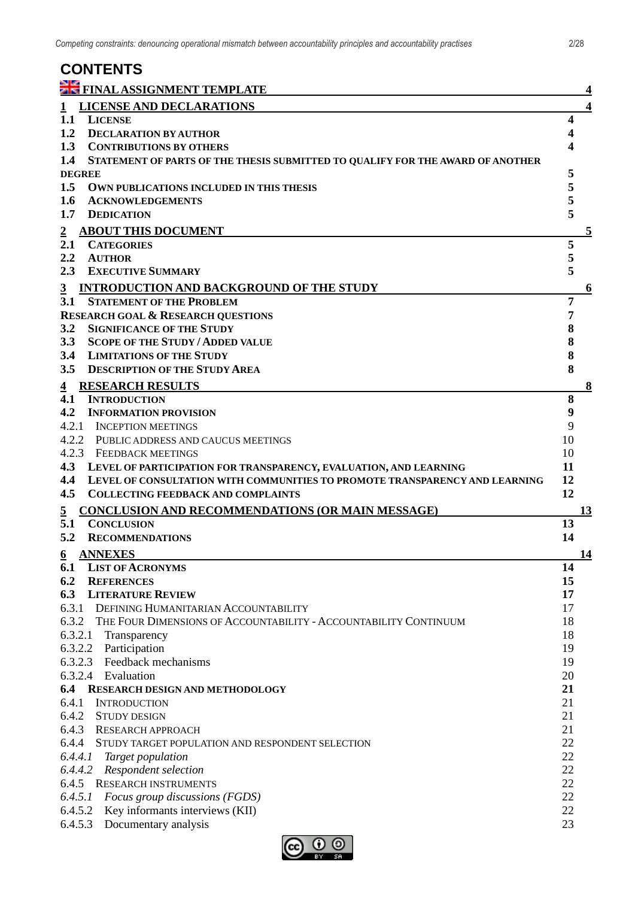# CONTENTS

| | |
|---|---|
| **FINAL ASSIGNMENT TEMPLATE** | **4** |
| **1 LICENSE AND DECLARATIONS** | **4** |
| **1.1 LICENSE** | **4** |
| **1.2 DECLARATION BY AUTHOR** | **4** |
| **1.3 CONTRIBUTIONS BY OTHERS** | **4** |
| **1.4 STATEMENT OF PARTS OF THE THESIS SUBMITTED TO QUALIFY FOR THE AWARD OF ANOTHER DEGREE** | **5** |
| **1.5 OWN PUBLICATIONS INCLUDED IN THIS THESIS** | **5** |
| **1.6 ACKNOWLEDGEMENTS** | **5** |
| **1.7 DEDICATION** | **5** |
| **2 ABOUT THIS DOCUMENT** | **5** |
| **2.1 CATEGORIES** | **5** |
| **2.2 AUTHOR** | **5** |
| **2.3 EXECUTIVE SUMMARY** | **5** |
| **3 INTRODUCTION AND BACKGROUND OF THE STUDY** | **6** |
| **3.1 STATEMENT OF THE PROBLEM** | **7** |
| **RESEARCH GOAL & RESEARCH QUESTIONS** | **7** |
| **3.2 SIGNIFICANCE OF THE STUDY** | **8** |
| **3.3 SCOPE OF THE STUDY / ADDED VALUE** | **8** |
| **3.4 LIMITATIONS OF THE STUDY** | **8** |
| **3.5 DESCRIPTION OF THE STUDY AREA** | **8** |
| **4 RESEARCH RESULTS** | **8** |
| **4.1 INTRODUCTION** | **8** |
| **4.2 INFORMATION PROVISION** | **9** |
| 4.2.1 INCEPTION MEETINGS | 9 |
| 4.2.2 PUBLIC ADDRESS AND CAUCUS MEETINGS | 10 |
| 4.2.3 FEEDBACK MEETINGS | 10 |
| **4.3 LEVEL OF PARTICIPATION FOR TRANSPARENCY, EVALUATION, AND LEARNING** | **11** |
| **4.4 LEVEL OF CONSULTATION WITH COMMUNITIES TO PROMOTE TRANSPARENCY AND LEARNING** | **12** |
| **4.5 COLLECTING FEEDBACK AND COMPLAINTS** | **12** |
| **5 CONCLUSION AND RECOMMENDATIONS (OR MAIN MESSAGE)** | **13** |
| **5.1 CONCLUSION** | **13** |
| **5.2 RECOMMENDATIONS** | **14** |
| **6 ANNEXES** | **14** |
| **6.1 LIST OF ACRONYMS** | **14** |
| **6.2 REFERENCES** | **15** |
| **6.3 LITERATURE REVIEW** | **17** |
| 6.3.1 DEFINING HUMANITARIAN ACCOUNTABILITY | 17 |
| 6.3.2 THE FOUR DIMENSIONS OF ACCOUNTABILITY - ACCOUNTABILITY CONTINUUM | 18 |
| 6.3.2.1 Transparency | 18 |
| 6.3.2.2 Participation | 19 |
| 6.3.2.3 Feedback mechanisms | 19 |
| 6.3.2.4 Evaluation | 20 |
| **6.4 RESEARCH DESIGN AND METHODOLOGY** | **21** |
| 6.4.1 INTRODUCTION | 21 |
| 6.4.2 STUDY DESIGN | 21 |
| 6.4.3 RESEARCH APPROACH | 21 |
| 6.4.4 STUDY TARGET POPULATION AND RESPONDENT SELECTION | 22 |
| *6.4.4.1 Target population* | 22 |
| *6.4.4.2 Respondent selection* | 22 |
| 6.4.5 RESEARCH INSTRUMENTS | 22 |
| *6.4.5.1 Focus group discussions (FGDS)* | 22 |
| 6.4.5.2 Key informants interviews (KII) | 22 |
| 6.4.5.3 Documentary analysis | 23 |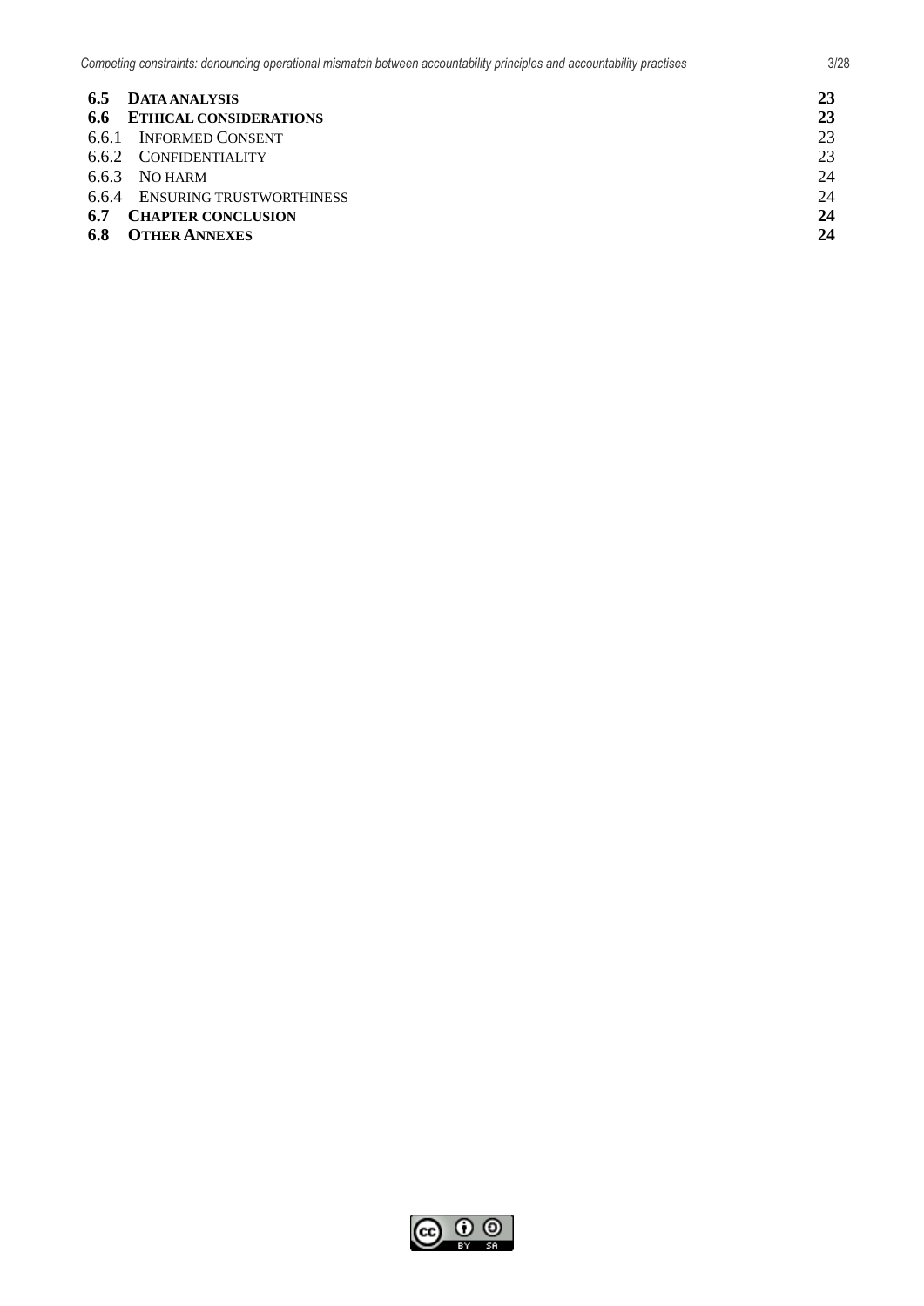**6.5 DATA ANALYSIS** **23**
**6.6 ETHICAL CONSIDERATIONS** **23**
6.6.1 INFORMED CONSENT 23
6.6.2 CONFIDENTIALITY 23
6.6.3 NO HARM 24
6.6.4 ENSURING TRUSTWORTHINESS 24
**6.7 CHAPTER CONCLUSION** **24**
**6.8 OTHER ANNEXES** **24**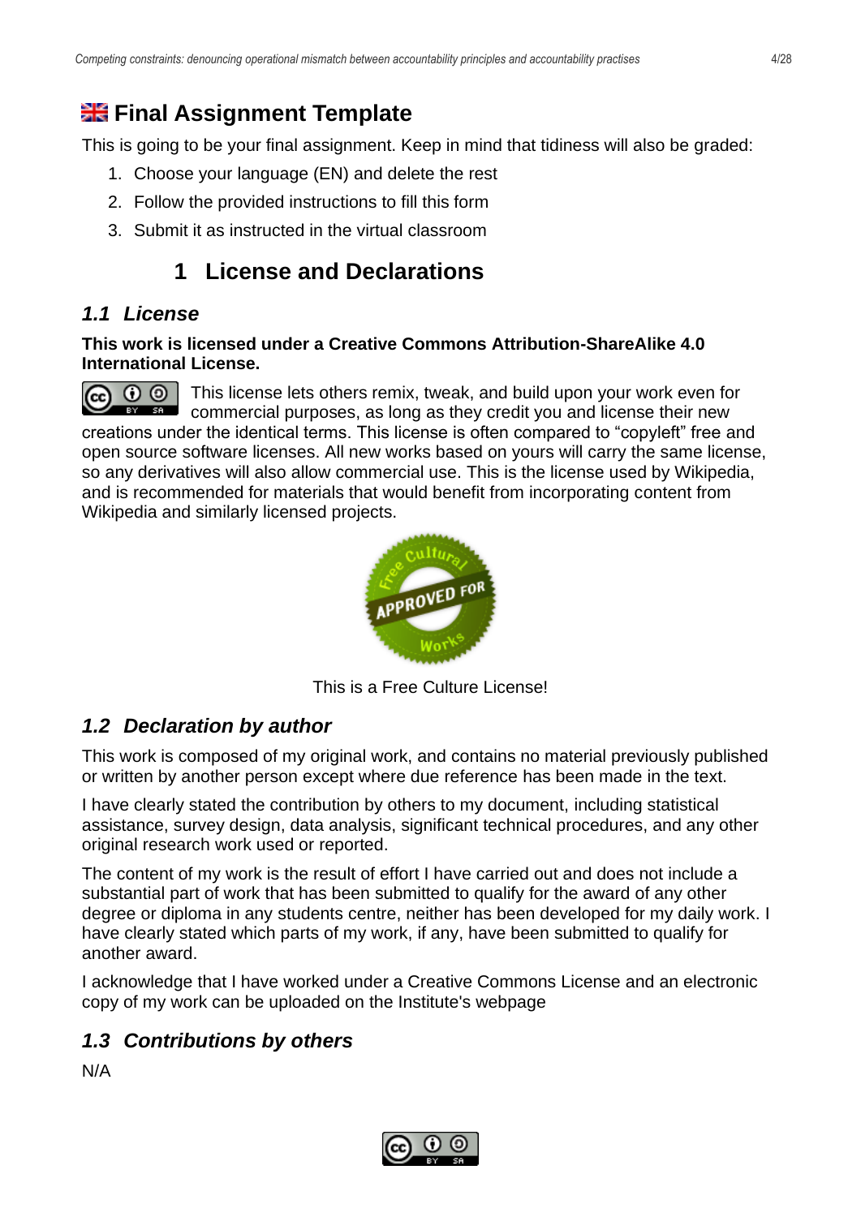# Final Assignment Template

This is going to be your final assignment. Keep in mind that tidiness will also be graded:

1. Choose your language (EN) and delete the rest
2. Follow the provided instructions to fill this form
3. Submit it as instructed in the virtual classroom

## 1 License and Declarations

### 1.1 License

**This work is licensed under a Creative Commons Attribution-ShareAlike 4.0 International License.**

This license lets others remix, tweak, and build upon your work even for commercial purposes, as long as they credit you and license their new creations under the identical terms. This license is often compared to “copyleft” free and open source software licenses. All new works based on yours will carry the same license, so any derivatives will also allow commercial use. This is the license used by Wikipedia, and is recommended for materials that would benefit from incorporating content from Wikipedia and similarly licensed projects.

This is a Free Culture License!

### 1.2 Declaration by author

This work is composed of my original work, and contains no material previously published or written by another person except where due reference has been made in the text.

I have clearly stated the contribution by others to my document, including statistical assistance, survey design, data analysis, significant technical procedures, and any other original research work used or reported.

The content of my work is the result of effort I have carried out and does not include a substantial part of work that has been submitted to qualify for the award of any other degree or diploma in any students centre, neither has been developed for my daily work. I have clearly stated which parts of my work, if any, have been submitted to qualify for another award.

I acknowledge that I have worked under a Creative Commons License and an electronic copy of my work can be uploaded on the Institute's webpage

### 1.3 Contributions by others

N/A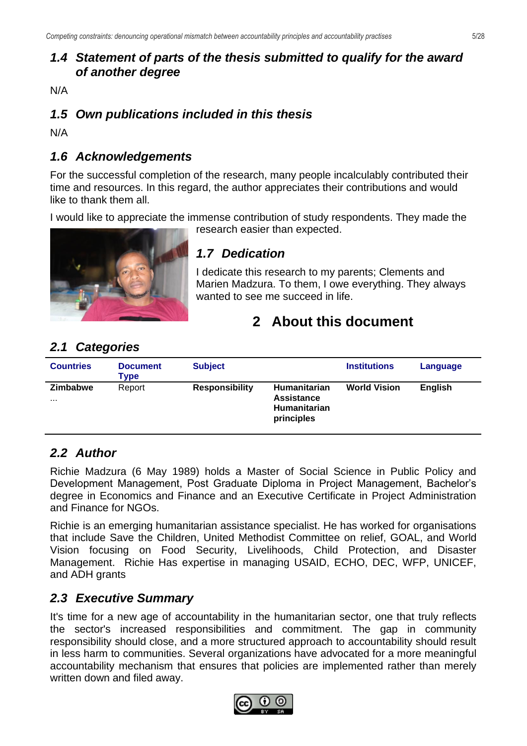### 1.4 Statement of parts of the thesis submitted to qualify for the award of another degree

N/A

### 1.5 Own publications included in this thesis

N/A

### 1.6 Acknowledgements

For the successful completion of the research, many people incalculably contributed their time and resources. In this regard, the author appreciates their contributions and would like to thank them all.

I would like to appreciate the immense contribution of study respondents. They made the research easier than expected.

### 1.7 Dedication

I dedicate this research to my parents; Clements and Marien Madzura. To them, I owe everything. They always wanted to see me succeed in life.

## 2 About this document

### 2.1 Categories

| Countries | Document Type | Subject | | Institutions | Language |
|---|---|---|---|---|---|
| **Zimbabwe** ... | Report | **Responsibility** | **Humanitarian Assistance Humanitarian principles** | **World Vision** | **English** |

### 2.2 Author

Richie Madzura (6 May 1989) holds a Master of Social Science in Public Policy and Development Management, Post Graduate Diploma in Project Management, Bachelor's degree in Economics and Finance and an Executive Certificate in Project Administration and Finance for NGOs.

Richie is an emerging humanitarian assistance specialist. He has worked for organisations that include Save the Children, United Methodist Committee on relief, GOAL, and World Vision focusing on Food Security, Livelihoods, Child Protection, and Disaster Management. Richie Has expertise in managing USAID, ECHO, DEC, WFP, UNICEF, and ADH grants

### 2.3 Executive Summary

It's time for a new age of accountability in the humanitarian sector, one that truly reflects the sector's increased responsibilities and commitment. The gap in community responsibility should close, and a more structured approach to accountability should result in less harm to communities. Several organizations have advocated for a more meaningful accountability mechanism that ensures that policies are implemented rather than merely written down and filed away.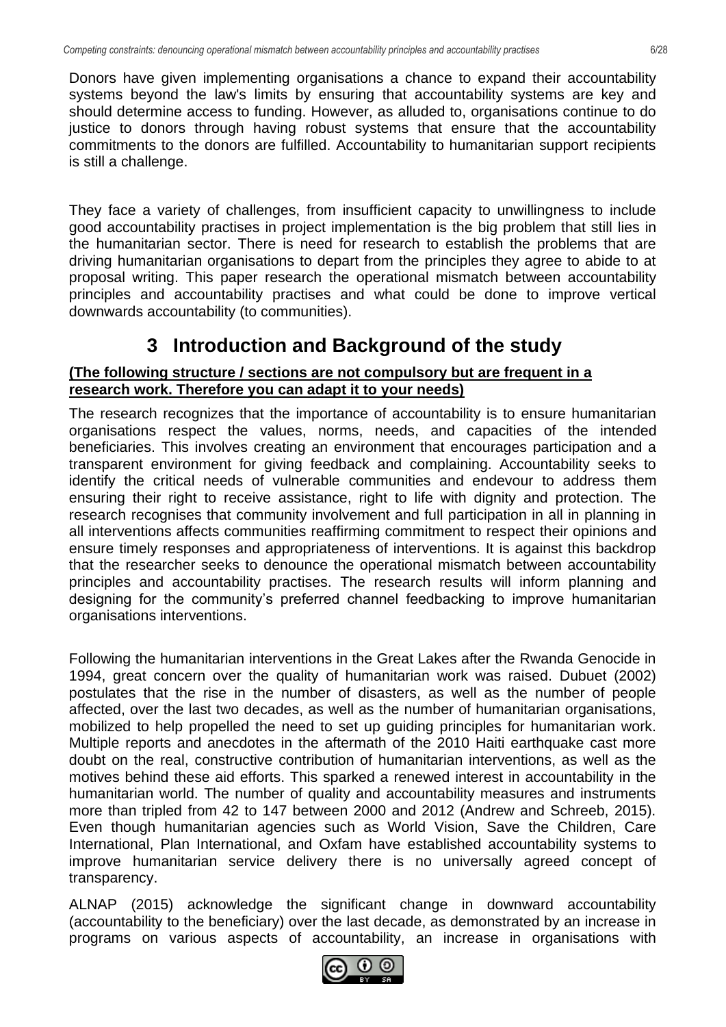Donors have given implementing organisations a chance to expand their accountability systems beyond the law's limits by ensuring that accountability systems are key and should determine access to funding. However, as alluded to, organisations continue to do justice to donors through having robust systems that ensure that the accountability commitments to the donors are fulfilled. Accountability to humanitarian support recipients is still a challenge.

They face a variety of challenges, from insufficient capacity to unwillingness to include good accountability practises in project implementation is the big problem that still lies in the humanitarian sector. There is need for research to establish the problems that are driving humanitarian organisations to depart from the principles they agree to abide to at proposal writing. This paper research the operational mismatch between accountability principles and accountability practises and what could be done to improve vertical downwards accountability (to communities).

# 3 Introduction and Background of the study

**(The following structure / sections are not compulsory but are frequent in a research work. Therefore you can adapt it to your needs)**

The research recognizes that the importance of accountability is to ensure humanitarian organisations respect the values, norms, needs, and capacities of the intended beneficiaries. This involves creating an environment that encourages participation and a transparent environment for giving feedback and complaining. Accountability seeks to identify the critical needs of vulnerable communities and endevour to address them ensuring their right to receive assistance, right to life with dignity and protection. The research recognises that community involvement and full participation in all in planning in all interventions affects communities reaffirming commitment to respect their opinions and ensure timely responses and appropriateness of interventions. It is against this backdrop that the researcher seeks to denounce the operational mismatch between accountability principles and accountability practises. The research results will inform planning and designing for the community's preferred channel feedbacking to improve humanitarian organisations interventions.

Following the humanitarian interventions in the Great Lakes after the Rwanda Genocide in 1994, great concern over the quality of humanitarian work was raised. Dubuet (2002) postulates that the rise in the number of disasters, as well as the number of people affected, over the last two decades, as well as the number of humanitarian organisations, mobilized to help propelled the need to set up guiding principles for humanitarian work. Multiple reports and anecdotes in the aftermath of the 2010 Haiti earthquake cast more doubt on the real, constructive contribution of humanitarian interventions, as well as the motives behind these aid efforts. This sparked a renewed interest in accountability in the humanitarian world. The number of quality and accountability measures and instruments more than tripled from 42 to 147 between 2000 and 2012 (Andrew and Schreeb, 2015). Even though humanitarian agencies such as World Vision, Save the Children, Care International, Plan International, and Oxfam have established accountability systems to improve humanitarian service delivery there is no universally agreed concept of transparency.

ALNAP (2015) acknowledge the significant change in downward accountability (accountability to the beneficiary) over the last decade, as demonstrated by an increase in programs on various aspects of accountability, an increase in organisations with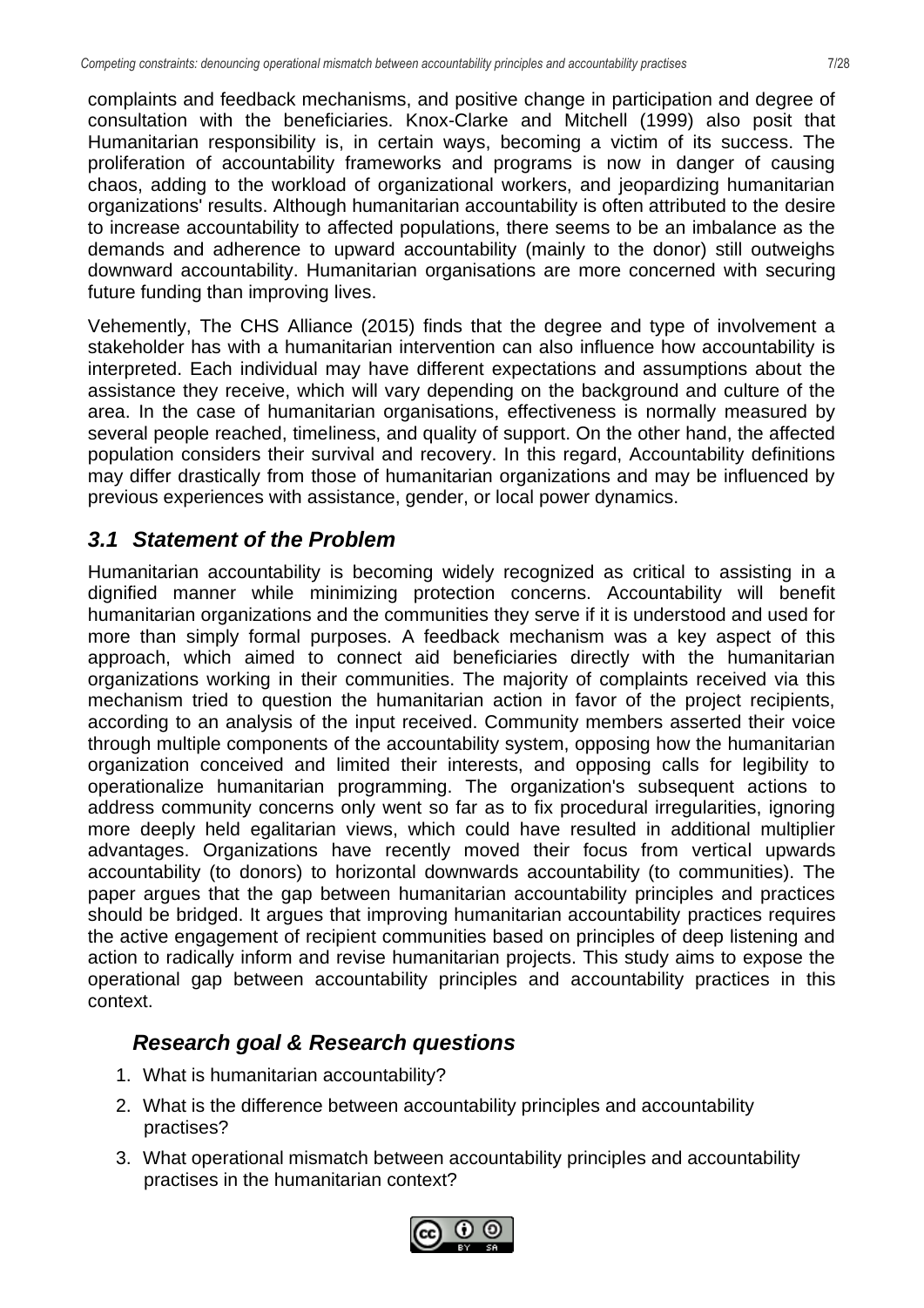complaints and feedback mechanisms, and positive change in participation and degree of consultation with the beneficiaries. Knox-Clarke and Mitchell (1999) also posit that Humanitarian responsibility is, in certain ways, becoming a victim of its success. The proliferation of accountability frameworks and programs is now in danger of causing chaos, adding to the workload of organizational workers, and jeopardizing humanitarian organizations' results. Although humanitarian accountability is often attributed to the desire to increase accountability to affected populations, there seems to be an imbalance as the demands and adherence to upward accountability (mainly to the donor) still outweighs downward accountability. Humanitarian organisations are more concerned with securing future funding than improving lives.

Vehemently, The CHS Alliance (2015) finds that the degree and type of involvement a stakeholder has with a humanitarian intervention can also influence how accountability is interpreted. Each individual may have different expectations and assumptions about the assistance they receive, which will vary depending on the background and culture of the area. In the case of humanitarian organisations, effectiveness is normally measured by several people reached, timeliness, and quality of support. On the other hand, the affected population considers their survival and recovery. In this regard, Accountability definitions may differ drastically from those of humanitarian organizations and may be influenced by previous experiences with assistance, gender, or local power dynamics.

### *3.1 Statement of the Problem*

Humanitarian accountability is becoming widely recognized as critical to assisting in a dignified manner while minimizing protection concerns. Accountability will benefit humanitarian organizations and the communities they serve if it is understood and used for more than simply formal purposes. A feedback mechanism was a key aspect of this approach, which aimed to connect aid beneficiaries directly with the humanitarian organizations working in their communities. The majority of complaints received via this mechanism tried to question the humanitarian action in favor of the project recipients, according to an analysis of the input received. Community members asserted their voice through multiple components of the accountability system, opposing how the humanitarian organization conceived and limited their interests, and opposing calls for legibility to operationalize humanitarian programming. The organization's subsequent actions to address community concerns only went so far as to fix procedural irregularities, ignoring more deeply held egalitarian views, which could have resulted in additional multiplier advantages. Organizations have recently moved their focus from vertical upwards accountability (to donors) to horizontal downwards accountability (to communities). The paper argues that the gap between humanitarian accountability principles and practices should be bridged. It argues that improving humanitarian accountability practices requires the active engagement of recipient communities based on principles of deep listening and action to radically inform and revise humanitarian projects. This study aims to expose the operational gap between accountability principles and accountability practices in this context.

### *Research goal & Research questions*

1. What is humanitarian accountability?
2. What is the difference between accountability principles and accountability practises?
3. What operational mismatch between accountability principles and accountability practises in the humanitarian context?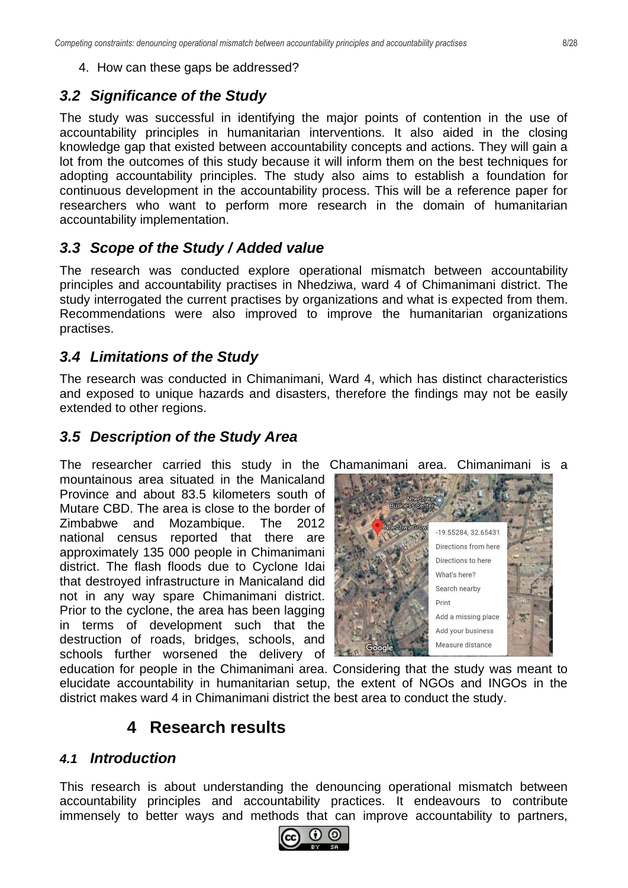4. How can these gaps be addressed?

### *3.2 Significance of the Study*

The study was successful in identifying the major points of contention in the use of accountability principles in humanitarian interventions. It also aided in the closing knowledge gap that existed between accountability concepts and actions. They will gain a lot from the outcomes of this study because it will inform them on the best techniques for adopting accountability principles. The study also aims to establish a foundation for continuous development in the accountability process. This will be a reference paper for researchers who want to perform more research in the domain of humanitarian accountability implementation.

### *3.3 Scope of the Study / Added value*

The research was conducted explore operational mismatch between accountability principles and accountability practises in Nhedziwa, ward 4 of Chimanimani district. The study interrogated the current practises by organizations and what is expected from them. Recommendations were also improved to improve the humanitarian organizations practises.

### *3.4 Limitations of the Study*

The research was conducted in Chimanimani, Ward 4, which has distinct characteristics and exposed to unique hazards and disasters, therefore the findings may not be easily extended to other regions.

### *3.5 Description of the Study Area*

The researcher carried this study in the Chamanimani area. Chimanimani is a mountainous area situated in the Manicaland Province and about 83.5 kilometers south of Mutare CBD. The area is close to the border of Zimbabwe and Mozambique. The 2012 national census reported that there are approximately 135 000 people in Chimanimani district. The flash floods due to Cyclone Idai that destroyed infrastructure in Manicaland did not in any way spare Chimanimani district. Prior to the cyclone, the area has been lagging in terms of development such that the destruction of roads, bridges, schools, and schools further worsened the delivery of education for people in the Chimanimani area. Considering that the study was meant to elucidate accountability in humanitarian setup, the extent of NGOs and INGOs in the district makes ward 4 in Chimanimani district the best area to conduct the study.

## 4 Research results

### *4.1 Introduction*

This research is about understanding the denouncing operational mismatch between accountability principles and accountability practices. It endeavours to contribute immensely to better ways and methods that can improve accountability to partners,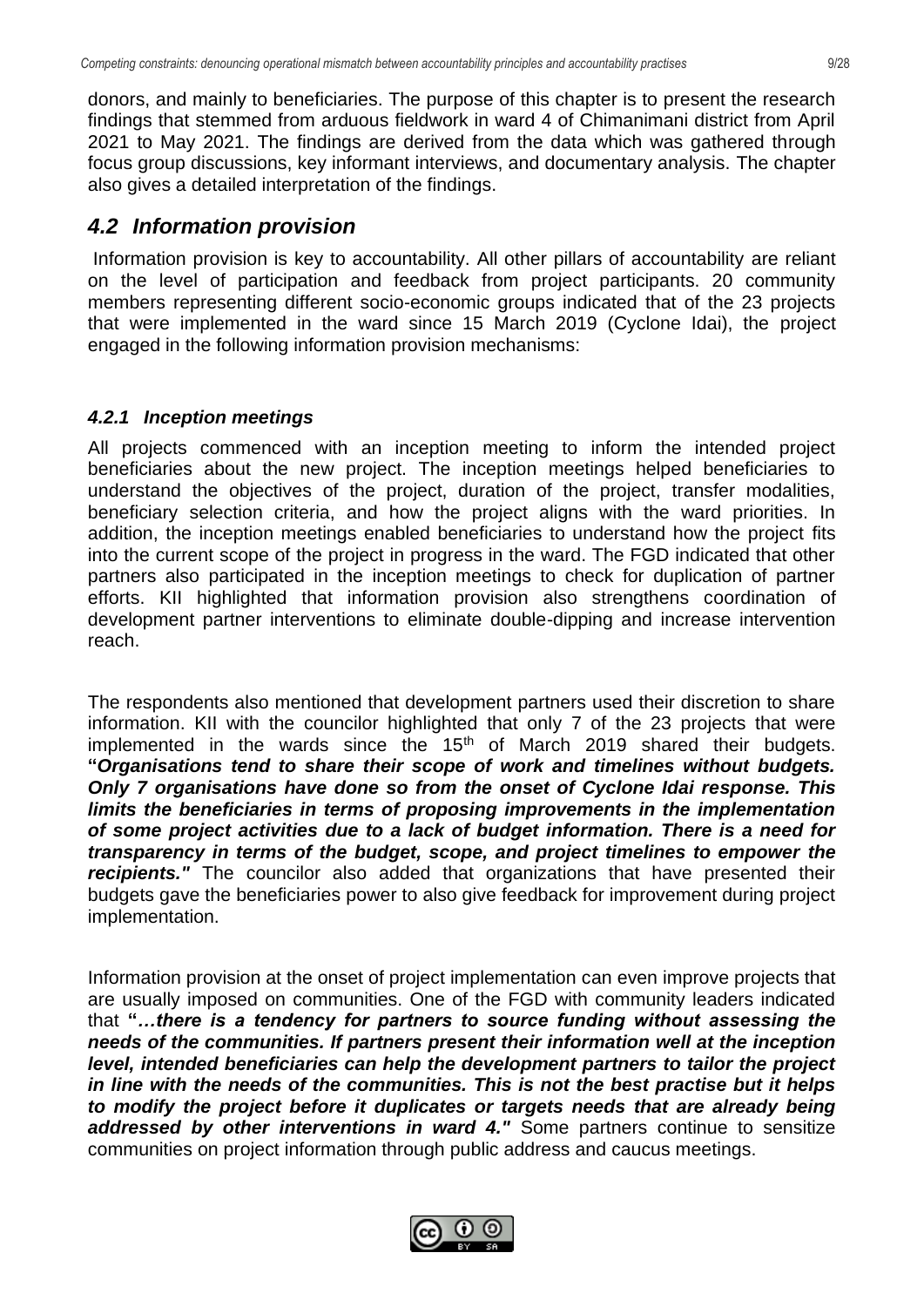donors, and mainly to beneficiaries. The purpose of this chapter is to present the research findings that stemmed from arduous fieldwork in ward 4 of Chimanimani district from April 2021 to May 2021. The findings are derived from the data which was gathered through focus group discussions, key informant interviews, and documentary analysis. The chapter also gives a detailed interpretation of the findings.

## *4.2 Information provision*

Information provision is key to accountability. All other pillars of accountability are reliant on the level of participation and feedback from project participants. 20 community members representing different socio-economic groups indicated that of the 23 projects that were implemented in the ward since 15 March 2019 (Cyclone Idai), the project engaged in the following information provision mechanisms:

### *4.2.1 Inception meetings*

All projects commenced with an inception meeting to inform the intended project beneficiaries about the new project. The inception meetings helped beneficiaries to understand the objectives of the project, duration of the project, transfer modalities, beneficiary selection criteria, and how the project aligns with the ward priorities. In addition, the inception meetings enabled beneficiaries to understand how the project fits into the current scope of the project in progress in the ward. The FGD indicated that other partners also participated in the inception meetings to check for duplication of partner efforts. KII highlighted that information provision also strengthens coordination of development partner interventions to eliminate double-dipping and increase intervention reach.

The respondents also mentioned that development partners used their discretion to share information. KII with the councilor highlighted that only 7 of the 23 projects that were implemented in the wards since the 15th of March 2019 shared their budgets. **"*Organisations tend to share their scope of work and timelines without budgets. Only 7 organisations have done so from the onset of Cyclone Idai response. This limits the beneficiaries in terms of proposing improvements in the implementation of some project activities due to a lack of budget information. There is a need for transparency in terms of the budget, scope, and project timelines to empower the recipients."*** The councilor also added that organizations that have presented their budgets gave the beneficiaries power to also give feedback for improvement during project implementation.

Information provision at the onset of project implementation can even improve projects that are usually imposed on communities. One of the FGD with community leaders indicated that **"*…there is a tendency for partners to source funding without assessing the needs of the communities. If partners present their information well at the inception level, intended beneficiaries can help the development partners to tailor the project in line with the needs of the communities. This is not the best practise but it helps to modify the project before it duplicates or targets needs that are already being addressed by other interventions in ward 4."*** Some partners continue to sensitize communities on project information through public address and caucus meetings.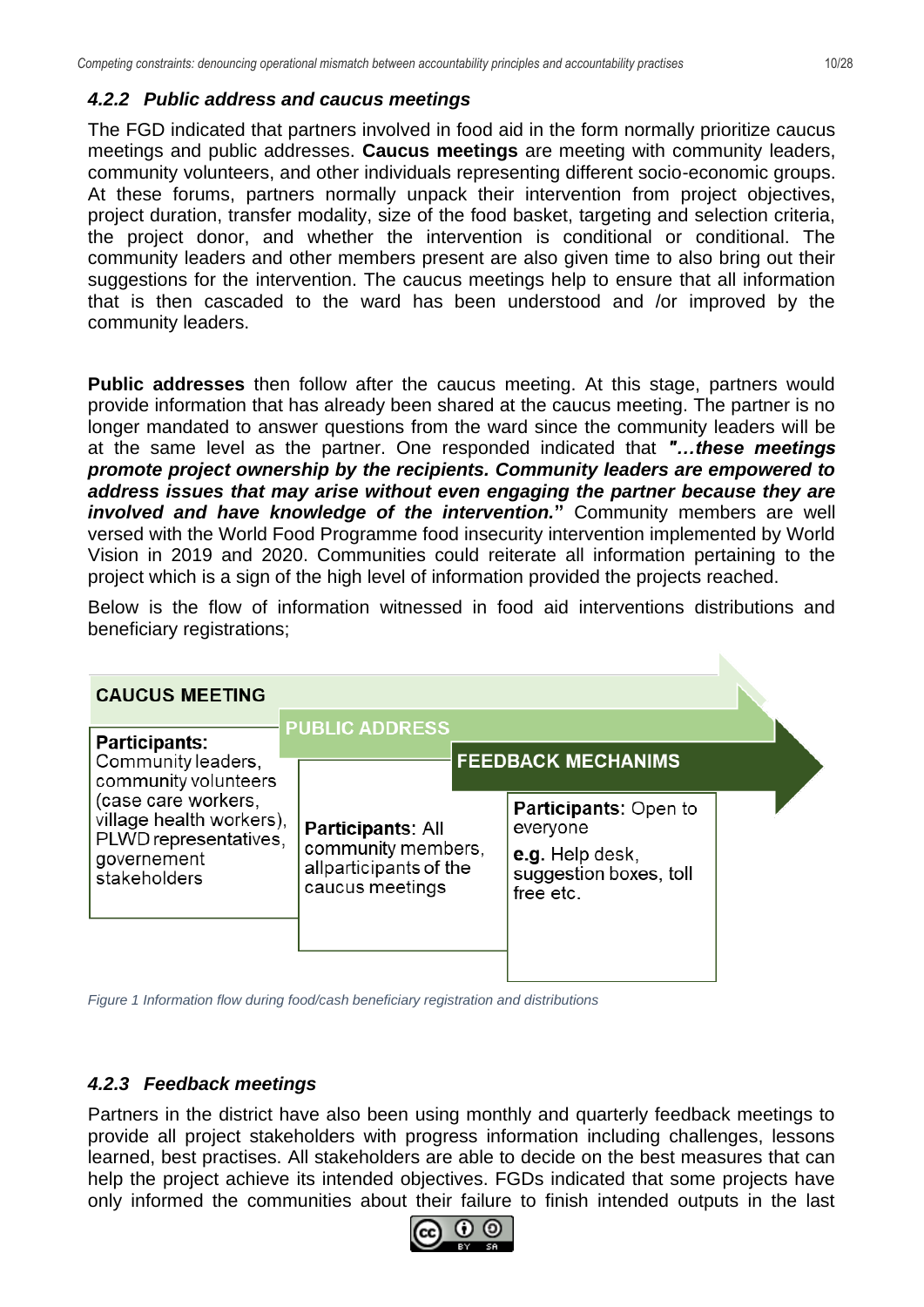### 4.2.2 Public address and caucus meetings

The FGD indicated that partners involved in food aid in the form normally prioritize caucus meetings and public addresses. **Caucus meetings** are meeting with community leaders, community volunteers, and other individuals representing different socio-economic groups. At these forums, partners normally unpack their intervention from project objectives, project duration, transfer modality, size of the food basket, targeting and selection criteria, the project donor, and whether the intervention is conditional or conditional. The community leaders and other members present are also given time to also bring out their suggestions for the intervention. The caucus meetings help to ensure that all information that is then cascaded to the ward has been understood and /or improved by the community leaders.

**Public addresses** then follow after the caucus meeting. At this stage, partners would provide information that has already been shared at the caucus meeting. The partner is no longer mandated to answer questions from the ward since the community leaders will be at the same level as the partner. One responded indicated that ***"…these meetings promote project ownership by the recipients. Community leaders are empowered to address issues that may arise without even engaging the partner because they are involved and have knowledge of the intervention.***" Community members are well versed with the World Food Programme food insecurity intervention implemented by World Vision in 2019 and 2020. Communities could reiterate all information pertaining to the project which is a sign of the high level of information provided the projects reached.

Below is the flow of information witnessed in food aid interventions distributions and beneficiary registrations;

| CAUCUS MEETING | PUBLIC ADDRESS | FEEDBACK MECHANIMS |
|---|---|---|
| **Participants:** Community leaders, community volunteers (case care workers, village health workers), PLWD representatives, governement stakeholders | **Participants**: All community members, allparticipants of the caucus meetings | **Participants:** Open to everyone **e.g.** Help desk, suggestion boxes, toll free etc. |

*Figure 1 Information flow during food/cash beneficiary registration and distributions*

### 4.2.3 Feedback meetings

Partners in the district have also been using monthly and quarterly feedback meetings to provide all project stakeholders with progress information including challenges, lessons learned, best practises. All stakeholders are able to decide on the best measures that can help the project achieve its intended objectives. FGDs indicated that some projects have only informed the communities about their failure to finish intended outputs in the last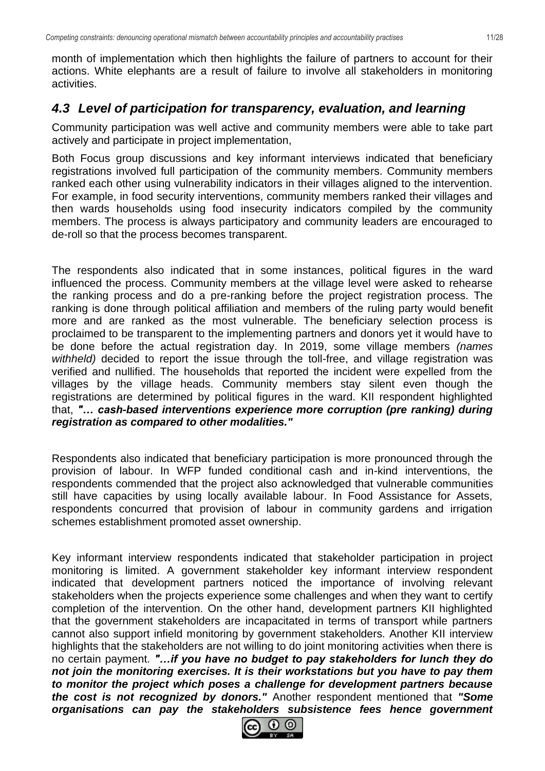month of implementation which then highlights the failure of partners to account for their actions. White elephants are a result of failure to involve all stakeholders in monitoring activities.

### *4.3 Level of participation for transparency, evaluation, and learning*

Community participation was well active and community members were able to take part actively and participate in project implementation,

Both Focus group discussions and key informant interviews indicated that beneficiary registrations involved full participation of the community members. Community members ranked each other using vulnerability indicators in their villages aligned to the intervention. For example, in food security interventions, community members ranked their villages and then wards households using food insecurity indicators compiled by the community members. The process is always participatory and community leaders are encouraged to de-roll so that the process becomes transparent.

The respondents also indicated that in some instances, political figures in the ward influenced the process. Community members at the village level were asked to rehearse the ranking process and do a pre-ranking before the project registration process. The ranking is done through political affiliation and members of the ruling party would benefit more and are ranked as the most vulnerable. The beneficiary selection process is proclaimed to be transparent to the implementing partners and donors yet it would have to be done before the actual registration day. In 2019, some village members *(names withheld)* decided to report the issue through the toll-free, and village registration was verified and nullified. The households that reported the incident were expelled from the villages by the village heads. Community members stay silent even though the registrations are determined by political figures in the ward. KII respondent highlighted that, ***"… cash-based interventions experience more corruption (pre ranking) during registration as compared to other modalities."***

Respondents also indicated that beneficiary participation is more pronounced through the provision of labour. In WFP funded conditional cash and in-kind interventions, the respondents commended that the project also acknowledged that vulnerable communities still have capacities by using locally available labour. In Food Assistance for Assets, respondents concurred that provision of labour in community gardens and irrigation schemes establishment promoted asset ownership.

Key informant interview respondents indicated that stakeholder participation in project monitoring is limited. A government stakeholder key informant interview respondent indicated that development partners noticed the importance of involving relevant stakeholders when the projects experience some challenges and when they want to certify completion of the intervention. On the other hand, development partners KII highlighted that the government stakeholders are incapacitated in terms of transport while partners cannot also support infield monitoring by government stakeholders. Another KII interview highlights that the stakeholders are not willing to do joint monitoring activities when there is no certain payment. ***"…if you have no budget to pay stakeholders for lunch they do not join the monitoring exercises. It is their workstations but you have to pay them to monitor the project which poses a challenge for development partners because the cost is not recognized by donors."*** Another respondent mentioned that ***"Some organisations can pay the stakeholders subsistence fees hence government***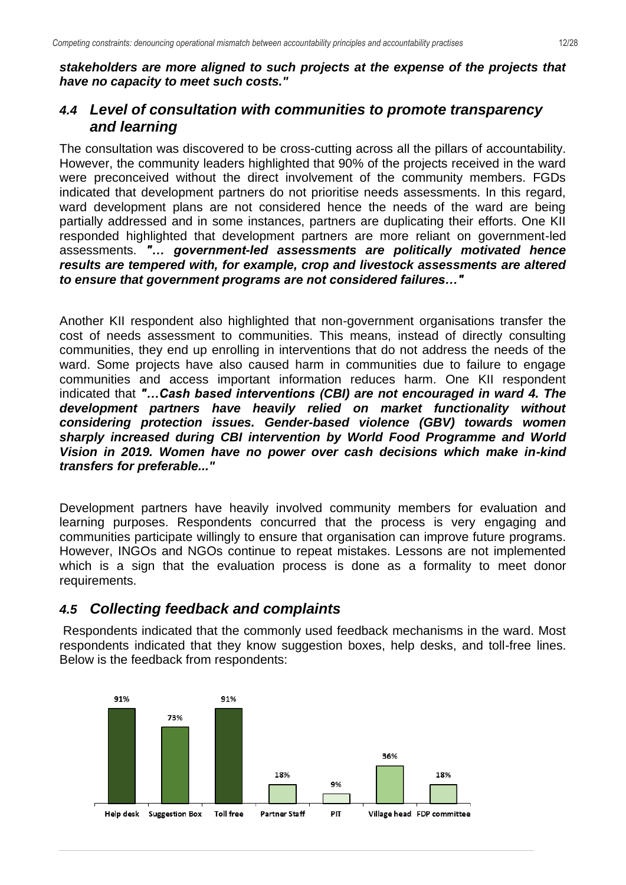***stakeholders are more aligned to such projects at the expense of the projects that have no capacity to meet such costs."***

### *4.4 Level of consultation with communities to promote transparency and learning*

The consultation was discovered to be cross-cutting across all the pillars of accountability. However, the community leaders highlighted that 90% of the projects received in the ward were preconceived without the direct involvement of the community members. FGDs indicated that development partners do not prioritise needs assessments. In this regard, ward development plans are not considered hence the needs of the ward are being partially addressed and in some instances, partners are duplicating their efforts. One KII responded highlighted that development partners are more reliant on government-led assessments. ***"… government-led assessments are politically motivated hence results are tempered with, for example, crop and livestock assessments are altered to ensure that government programs are not considered failures…"***

Another KII respondent also highlighted that non-government organisations transfer the cost of needs assessment to communities. This means, instead of directly consulting communities, they end up enrolling in interventions that do not address the needs of the ward. Some projects have also caused harm in communities due to failure to engage communities and access important information reduces harm. One KII respondent indicated that ***"…Cash based interventions (CBI) are not encouraged in ward 4. The development partners have heavily relied on market functionality without considering protection issues. Gender-based violence (GBV) towards women sharply increased during CBI intervention by World Food Programme and World Vision in 2019. Women have no power over cash decisions which make in-kind transfers for preferable..."***

Development partners have heavily involved community members for evaluation and learning purposes. Respondents concurred that the process is very engaging and communities participate willingly to ensure that organisation can improve future programs. However, INGOs and NGOs continue to repeat mistakes. Lessons are not implemented which is a sign that the evaluation process is done as a formality to meet donor requirements.

### *4.5 Collecting feedback and complaints*

Respondents indicated that the commonly used feedback mechanisms in the ward. Most respondents indicated that they know suggestion boxes, help desks, and toll-free lines. Below is the feedback from respondents:

| Help desk | Suggestion Box | Toll free | Partner Staff | PIT | Village head | FDP committee |
|---|---|---|---|---|---|---|
| 91% | 73% | 91% | 18% | 9% | 36% | 18% |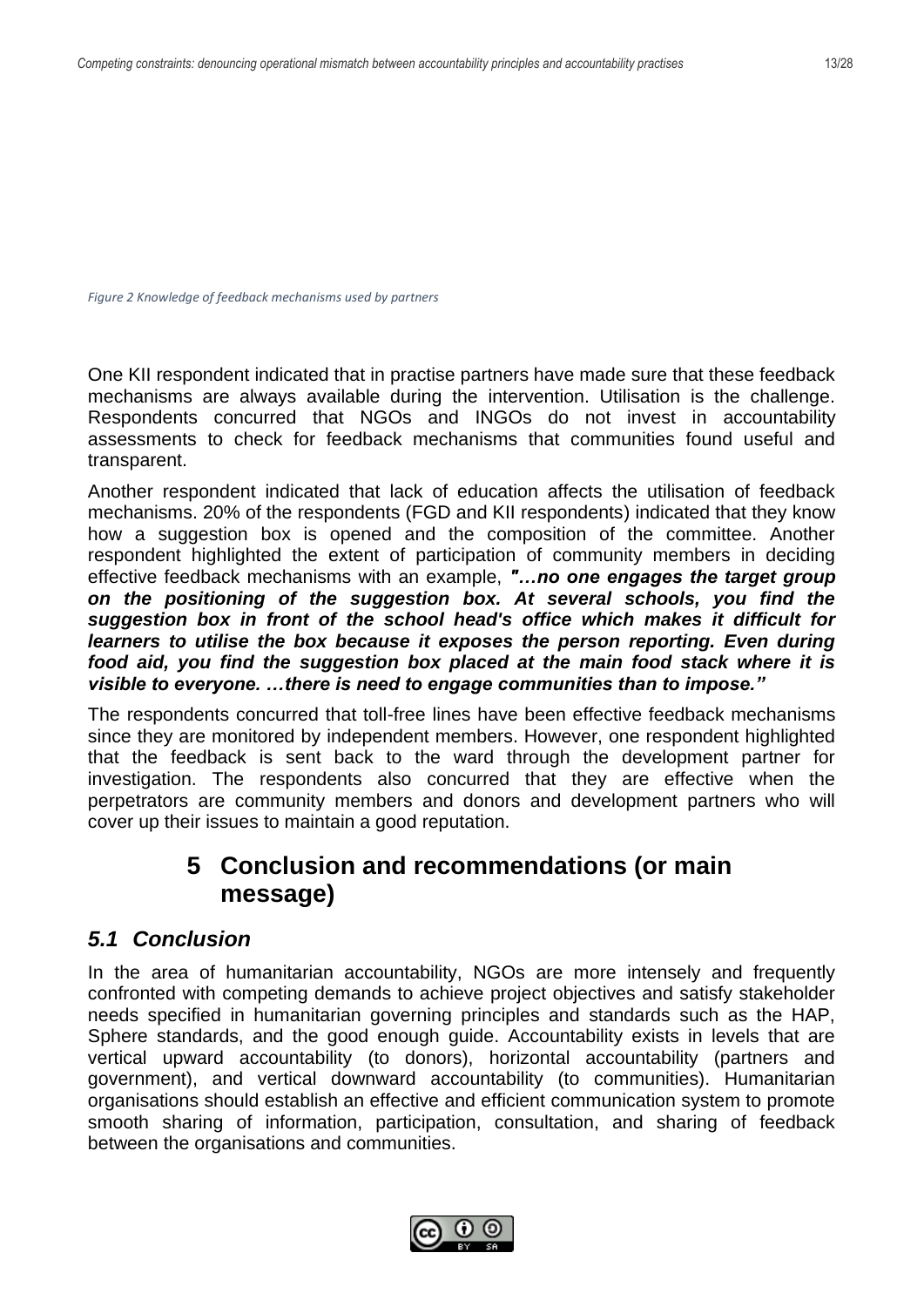*Figure 2 Knowledge of feedback mechanisms used by partners*

One KII respondent indicated that in practise partners have made sure that these feedback mechanisms are always available during the intervention. Utilisation is the challenge. Respondents concurred that NGOs and INGOs do not invest in accountability assessments to check for feedback mechanisms that communities found useful and transparent.

Another respondent indicated that lack of education affects the utilisation of feedback mechanisms. 20% of the respondents (FGD and KII respondents) indicated that they know how a suggestion box is opened and the composition of the committee. Another respondent highlighted the extent of participation of community members in deciding effective feedback mechanisms with an example, ***"…no one engages the target group on the positioning of the suggestion box. At several schools, you find the suggestion box in front of the school head's office which makes it difficult for learners to utilise the box because it exposes the person reporting. Even during food aid, you find the suggestion box placed at the main food stack where it is visible to everyone. …there is need to engage communities than to impose."***

The respondents concurred that toll-free lines have been effective feedback mechanisms since they are monitored by independent members. However, one respondent highlighted that the feedback is sent back to the ward through the development partner for investigation. The respondents also concurred that they are effective when the perpetrators are community members and donors and development partners who will cover up their issues to maintain a good reputation.

# 5 Conclusion and recommendations (or main message)

## *5.1 Conclusion*

In the area of humanitarian accountability, NGOs are more intensely and frequently confronted with competing demands to achieve project objectives and satisfy stakeholder needs specified in humanitarian governing principles and standards such as the HAP, Sphere standards, and the good enough guide. Accountability exists in levels that are vertical upward accountability (to donors), horizontal accountability (partners and government), and vertical downward accountability (to communities). Humanitarian organisations should establish an effective and efficient communication system to promote smooth sharing of information, participation, consultation, and sharing of feedback between the organisations and communities.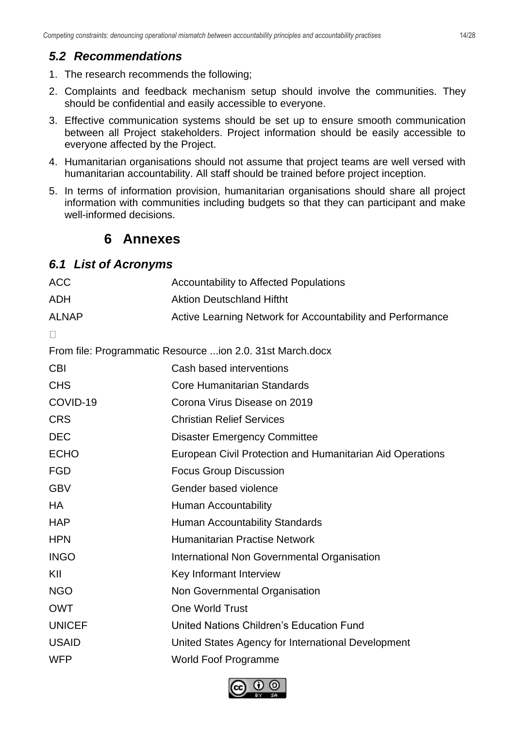## 5.2 Recommendations

1. The research recommends the following;
2. Complaints and feedback mechanism setup should involve the communities. They should be confidential and easily accessible to everyone.
3. Effective communication systems should be set up to ensure smooth communication between all Project stakeholders. Project information should be easily accessible to everyone affected by the Project.
4. Humanitarian organisations should not assume that project teams are well versed with humanitarian accountability. All staff should be trained before project inception.
5. In terms of information provision, humanitarian organisations should share all project information with communities including budgets so that they can participant and make well-informed decisions.

# 6 Annexes

## 6.1 List of Acronyms

| | |
|---|---|
| ACC | Accountability to Affected Populations |
| ADH | Aktion Deutschland Hiftht |
| ALNAP | Active Learning Network for Accountability and Performance |

From file: Programmatic Resource ...ion 2.0. 31st March.docx

| | |
|---|---|
| CBI | Cash based interventions |
| CHS | Core Humanitarian Standards |
| COVID-19 | Corona Virus Disease on 2019 |
| CRS | Christian Relief Services |
| DEC | Disaster Emergency Committee |
| ECHO | European Civil Protection and Humanitarian Aid Operations |
| FGD | Focus Group Discussion |
| GBV | Gender based violence |
| HA | Human Accountability |
| HAP | Human Accountability Standards |
| HPN | Humanitarian Practise Network |
| INGO | International Non Governmental Organisation |
| KII | Key Informant Interview |
| NGO | Non Governmental Organisation |
| OWT | One World Trust |
| UNICEF | United Nations Children's Education Fund |
| USAID | United States Agency for International Development |
| WFP | World Foof Programme |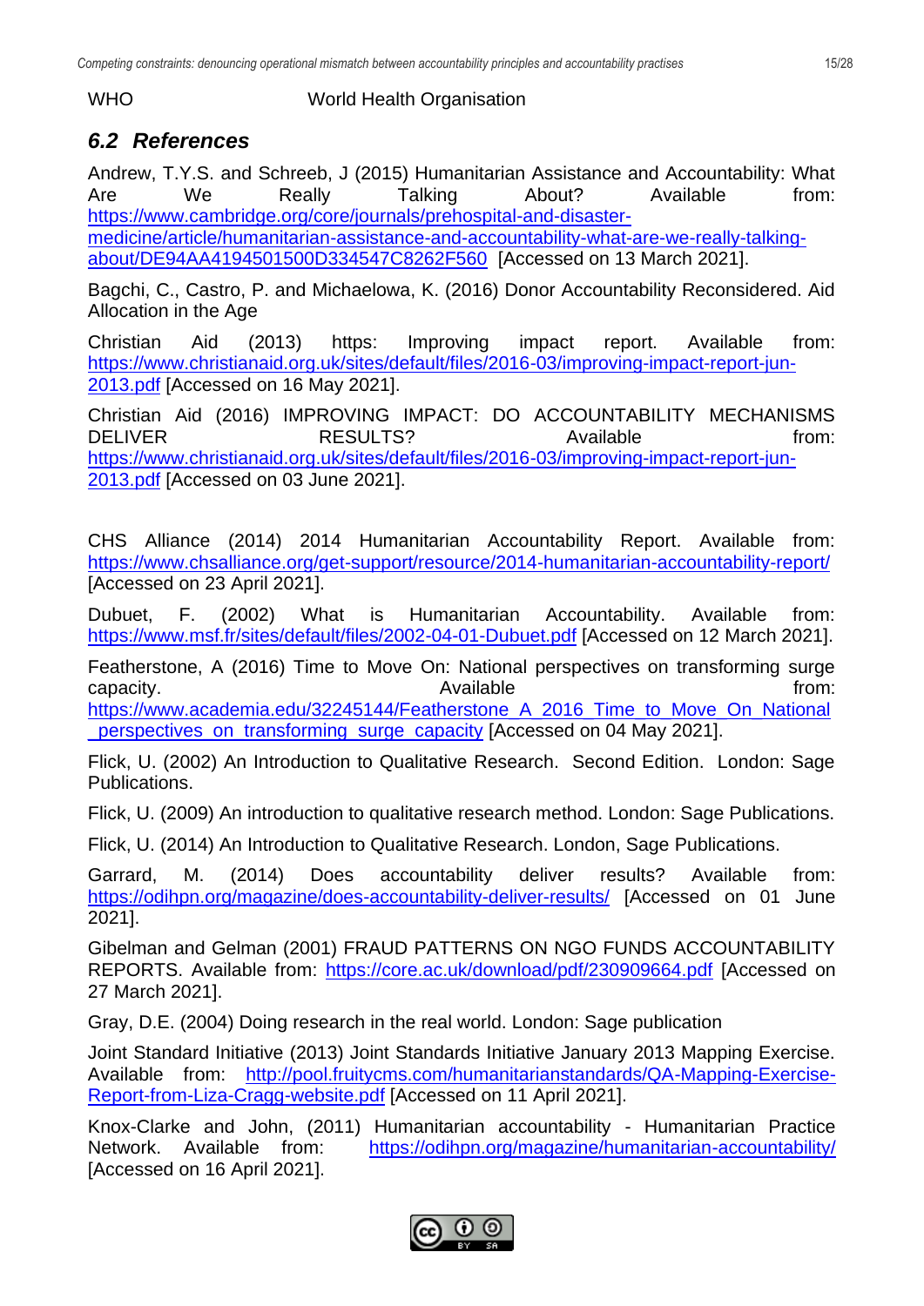WHO World Health Organisation

## 6.2 References

Andrew, T.Y.S. and Schreeb, J (2015) Humanitarian Assistance and Accountability: What Are We Really Talking About? Available from: https://www.cambridge.org/core/journals/prehospital-and-disaster-medicine/article/humanitarian-assistance-and-accountability-what-are-we-really-talking-about/DE94AA4194501500D334547C8262F560 [Accessed on 13 March 2021].

Bagchi, C., Castro, P. and Michaelowa, K. (2016) Donor Accountability Reconsidered. Aid Allocation in the Age

Christian Aid (2013) https: Improving impact report. Available from: https://www.christianaid.org.uk/sites/default/files/2016-03/improving-impact-report-jun-2013.pdf [Accessed on 16 May 2021].

Christian Aid (2016) IMPROVING IMPACT: DO ACCOUNTABILITY MECHANISMS DELIVER RESULTS? Available from: https://www.christianaid.org.uk/sites/default/files/2016-03/improving-impact-report-jun-2013.pdf [Accessed on 03 June 2021].

CHS Alliance (2014) 2014 Humanitarian Accountability Report. Available from: https://www.chsalliance.org/get-support/resource/2014-humanitarian-accountability-report/ [Accessed on 23 April 2021].

Dubuet, F. (2002) What is Humanitarian Accountability. Available from: https://www.msf.fr/sites/default/files/2002-04-01-Dubuet.pdf [Accessed on 12 March 2021].

Featherstone, A (2016) Time to Move On: National perspectives on transforming surge capacity. Available from: https://www.academia.edu/32245144/Featherstone_A_2016_Time_to_Move_On_National_perspectives_on_transforming_surge_capacity [Accessed on 04 May 2021].

Flick, U. (2002) An Introduction to Qualitative Research. Second Edition. London: Sage Publications.

Flick, U. (2009) An introduction to qualitative research method. London: Sage Publications.

Flick, U. (2014) An Introduction to Qualitative Research. London, Sage Publications.

Garrard, M. (2014) Does accountability deliver results? Available from: https://odihpn.org/magazine/does-accountability-deliver-results/ [Accessed on 01 June 2021].

Gibelman and Gelman (2001) FRAUD PATTERNS ON NGO FUNDS ACCOUNTABILITY REPORTS. Available from: https://core.ac.uk/download/pdf/230909664.pdf [Accessed on 27 March 2021].

Gray, D.E. (2004) Doing research in the real world. London: Sage publication

Joint Standard Initiative (2013) Joint Standards Initiative January 2013 Mapping Exercise. Available from: http://pool.fruitycms.com/humanitarianstandards/QA-Mapping-Exercise-Report-from-Liza-Cragg-website.pdf [Accessed on 11 April 2021].

Knox-Clarke and John, (2011) Humanitarian accountability - Humanitarian Practice Network. Available from: https://odihpn.org/magazine/humanitarian-accountability/ [Accessed on 16 April 2021].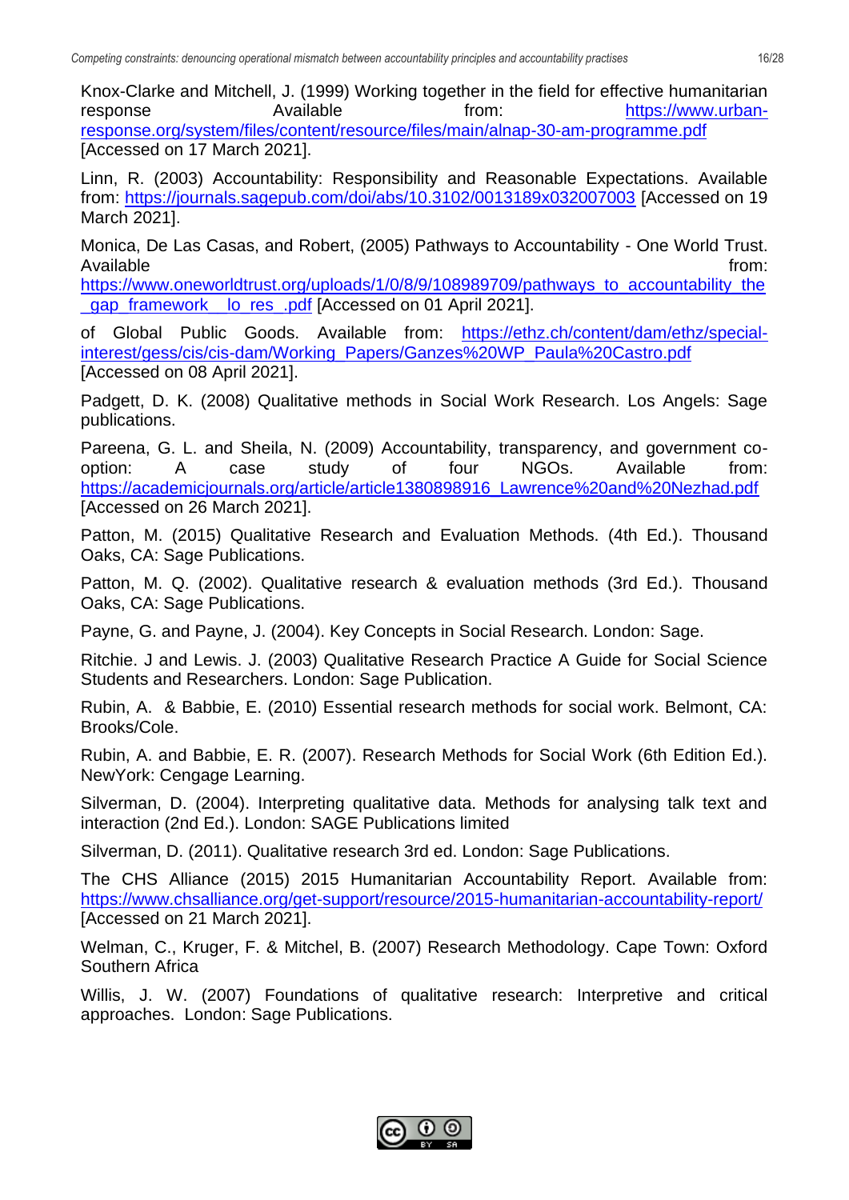Knox-Clarke and Mitchell, J. (1999) Working together in the field for effective humanitarian response Available from: https://www.urban-response.org/system/files/content/resource/files/main/alnap-30-am-programme.pdf [Accessed on 17 March 2021].

Linn, R. (2003) Accountability: Responsibility and Reasonable Expectations. Available from: https://journals.sagepub.com/doi/abs/10.3102/0013189x032007003 [Accessed on 19 March 2021].

Monica, De Las Casas, and Robert, (2005) Pathways to Accountability - One World Trust. Available from: https://www.oneworldtrust.org/uploads/1/0/8/9/108989709/pathways_to_accountability_the_gap_framework__lo_res_.pdf [Accessed on 01 April 2021].

of Global Public Goods. Available from: https://ethz.ch/content/dam/ethz/special-interest/gess/cis/cis-dam/Working_Papers/Ganzes%20WP_Paula%20Castro.pdf [Accessed on 08 April 2021].

Padgett, D. K. (2008) Qualitative methods in Social Work Research. Los Angels: Sage publications.

Pareena, G. L. and Sheila, N. (2009) Accountability, transparency, and government co-option: A case study of four NGOs. Available from: https://academicjournals.org/article/article1380898916_Lawrence%20and%20Nezhad.pdf [Accessed on 26 March 2021].

Patton, M. (2015) Qualitative Research and Evaluation Methods. (4th Ed.). Thousand Oaks, CA: Sage Publications.

Patton, M. Q. (2002). Qualitative research & evaluation methods (3rd Ed.). Thousand Oaks, CA: Sage Publications.

Payne, G. and Payne, J. (2004). Key Concepts in Social Research. London: Sage.

Ritchie. J and Lewis. J. (2003) Qualitative Research Practice A Guide for Social Science Students and Researchers. London: Sage Publication.

Rubin, A. & Babbie, E. (2010) Essential research methods for social work. Belmont, CA: Brooks/Cole.

Rubin, A. and Babbie, E. R. (2007). Research Methods for Social Work (6th Edition Ed.). NewYork: Cengage Learning.

Silverman, D. (2004). Interpreting qualitative data. Methods for analysing talk text and interaction (2nd Ed.). London: SAGE Publications limited

Silverman, D. (2011). Qualitative research 3rd ed. London: Sage Publications.

The CHS Alliance (2015) 2015 Humanitarian Accountability Report. Available from: https://www.chsalliance.org/get-support/resource/2015-humanitarian-accountability-report/ [Accessed on 21 March 2021].

Welman, C., Kruger, F. & Mitchel, B. (2007) Research Methodology. Cape Town: Oxford Southern Africa

Willis, J. W. (2007) Foundations of qualitative research: Interpretive and critical approaches. London: Sage Publications.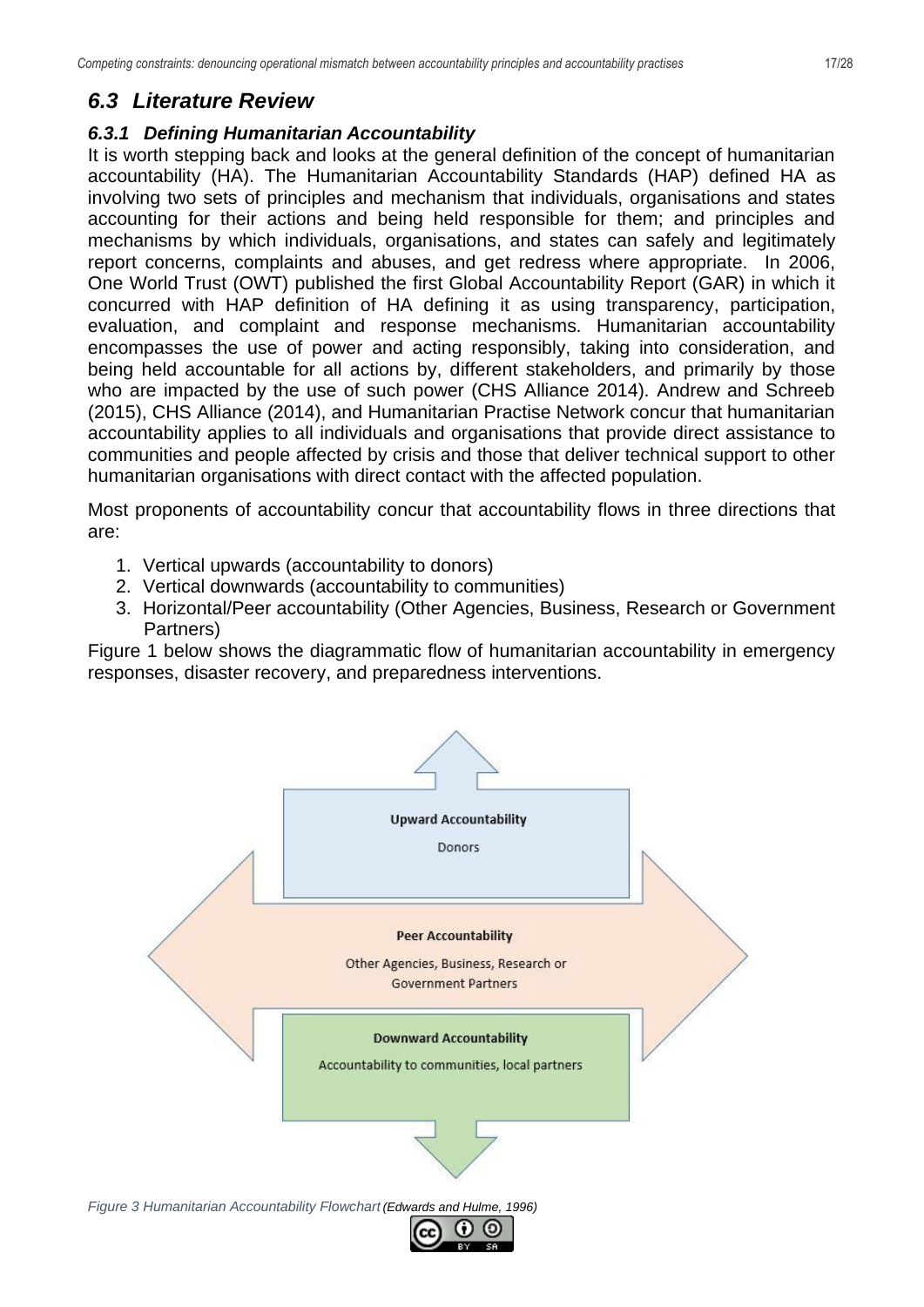## 6.3 Literature Review

### 6.3.1 Defining Humanitarian Accountability

It is worth stepping back and looks at the general definition of the concept of humanitarian accountability (HA). The Humanitarian Accountability Standards (HAP) defined HA as involving two sets of principles and mechanism that individuals, organisations and states accounting for their actions and being held responsible for them; and principles and mechanisms by which individuals, organisations, and states can safely and legitimately report concerns, complaints and abuses, and get redress where appropriate. In 2006, One World Trust (OWT) published the first Global Accountability Report (GAR) in which it concurred with HAP definition of HA defining it as using transparency, participation, evaluation, and complaint and response mechanisms. Humanitarian accountability encompasses the use of power and acting responsibly, taking into consideration, and being held accountable for all actions by, different stakeholders, and primarily by those who are impacted by the use of such power (CHS Alliance 2014). Andrew and Schreeb (2015), CHS Alliance (2014), and Humanitarian Practise Network concur that humanitarian accountability applies to all individuals and organisations that provide direct assistance to communities and people affected by crisis and those that deliver technical support to other humanitarian organisations with direct contact with the affected population.

Most proponents of accountability concur that accountability flows in three directions that are:

1. Vertical upwards (accountability to donors)
2. Vertical downwards (accountability to communities)
3. Horizontal/Peer accountability (Other Agencies, Business, Research or Government Partners)

Figure 1 below shows the diagrammatic flow of humanitarian accountability in emergency responses, disaster recovery, and preparedness interventions.

**Upward Accountability**

Donors

**Peer Accountability**

Other Agencies, Business, Research or Government Partners

**Downward Accountability**

Accountability to communities, local partners

*Figure 3 Humanitarian Accountability Flowchart (Edwards and Hulme, 1996)*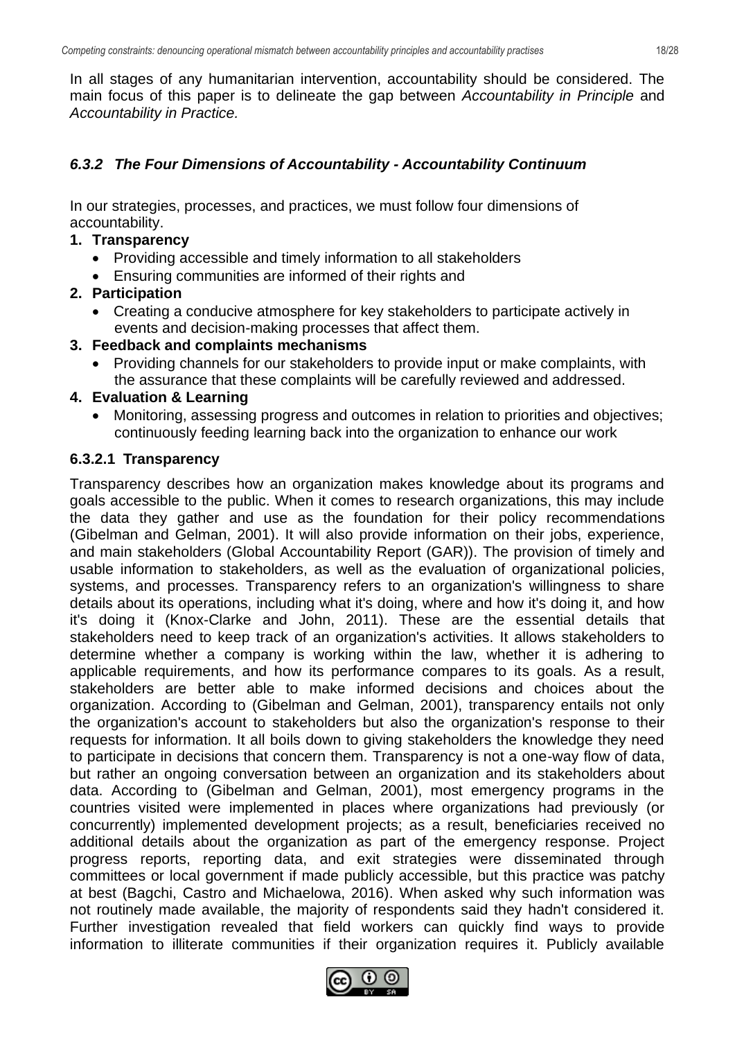In all stages of any humanitarian intervention, accountability should be considered. The main focus of this paper is to delineate the gap between *Accountability in Principle* and *Accountability in Practice.*

### *6.3.2 The Four Dimensions of Accountability - Accountability Continuum*

In our strategies, processes, and practices, we must follow four dimensions of accountability.

1. **Transparency**
   - Providing accessible and timely information to all stakeholders
   - Ensuring communities are informed of their rights and
2. **Participation**
   - Creating a conducive atmosphere for key stakeholders to participate actively in events and decision-making processes that affect them.
3. **Feedback and complaints mechanisms**
   - Providing channels for our stakeholders to provide input or make complaints, with the assurance that these complaints will be carefully reviewed and addressed.
4. **Evaluation & Learning**
   - Monitoring, assessing progress and outcomes in relation to priorities and objectives; continuously feeding learning back into the organization to enhance our work

#### 6.3.2.1 Transparency

Transparency describes how an organization makes knowledge about its programs and goals accessible to the public. When it comes to research organizations, this may include the data they gather and use as the foundation for their policy recommendations (Gibelman and Gelman, 2001). It will also provide information on their jobs, experience, and main stakeholders (Global Accountability Report (GAR)). The provision of timely and usable information to stakeholders, as well as the evaluation of organizational policies, systems, and processes. Transparency refers to an organization's willingness to share details about its operations, including what it's doing, where and how it's doing it, and how it's doing it (Knox-Clarke and John, 2011). These are the essential details that stakeholders need to keep track of an organization's activities. It allows stakeholders to determine whether a company is working within the law, whether it is adhering to applicable requirements, and how its performance compares to its goals. As a result, stakeholders are better able to make informed decisions and choices about the organization. According to (Gibelman and Gelman, 2001), transparency entails not only the organization's account to stakeholders but also the organization's response to their requests for information. It all boils down to giving stakeholders the knowledge they need to participate in decisions that concern them. Transparency is not a one-way flow of data, but rather an ongoing conversation between an organization and its stakeholders about data. According to (Gibelman and Gelman, 2001), most emergency programs in the countries visited were implemented in places where organizations had previously (or concurrently) implemented development projects; as a result, beneficiaries received no additional details about the organization as part of the emergency response. Project progress reports, reporting data, and exit strategies were disseminated through committees or local government if made publicly accessible, but this practice was patchy at best (Bagchi, Castro and Michaelowa, 2016). When asked why such information was not routinely made available, the majority of respondents said they hadn't considered it. Further investigation revealed that field workers can quickly find ways to provide information to illiterate communities if their organization requires it. Publicly available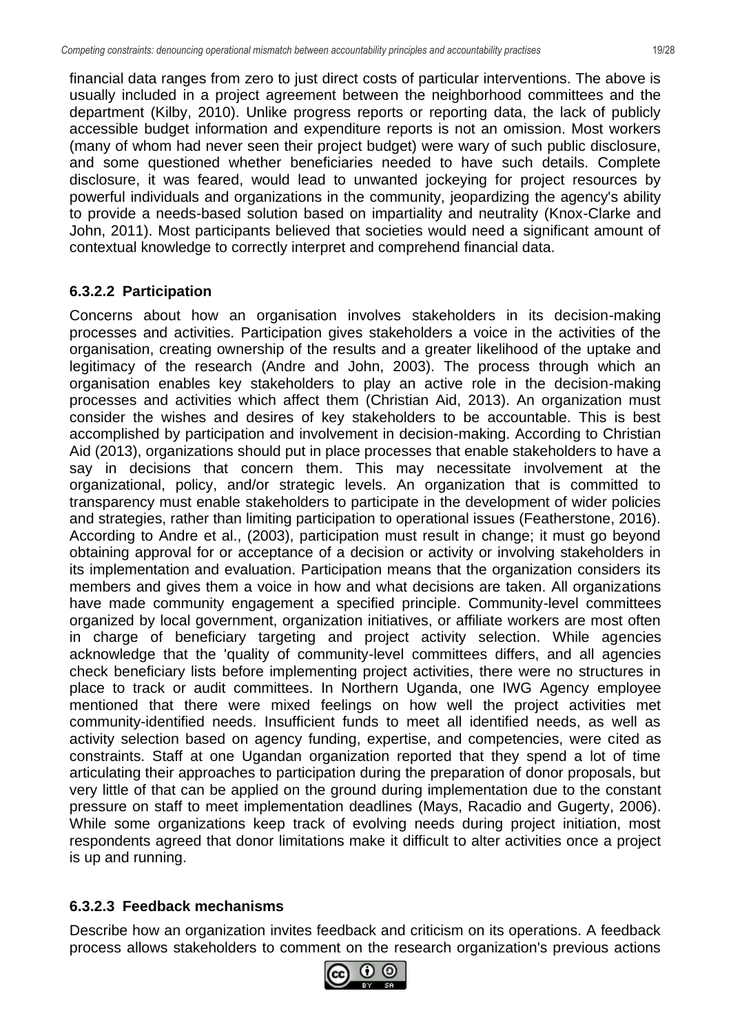financial data ranges from zero to just direct costs of particular interventions. The above is usually included in a project agreement between the neighborhood committees and the department (Kilby, 2010). Unlike progress reports or reporting data, the lack of publicly accessible budget information and expenditure reports is not an omission. Most workers (many of whom had never seen their project budget) were wary of such public disclosure, and some questioned whether beneficiaries needed to have such details. Complete disclosure, it was feared, would lead to unwanted jockeying for project resources by powerful individuals and organizations in the community, jeopardizing the agency's ability to provide a needs-based solution based on impartiality and neutrality (Knox-Clarke and John, 2011). Most participants believed that societies would need a significant amount of contextual knowledge to correctly interpret and comprehend financial data.

#### 6.3.2.2 Participation

Concerns about how an organisation involves stakeholders in its decision-making processes and activities. Participation gives stakeholders a voice in the activities of the organisation, creating ownership of the results and a greater likelihood of the uptake and legitimacy of the research (Andre and John, 2003). The process through which an organisation enables key stakeholders to play an active role in the decision-making processes and activities which affect them (Christian Aid, 2013). An organization must consider the wishes and desires of key stakeholders to be accountable. This is best accomplished by participation and involvement in decision-making. According to Christian Aid (2013), organizations should put in place processes that enable stakeholders to have a say in decisions that concern them. This may necessitate involvement at the organizational, policy, and/or strategic levels. An organization that is committed to transparency must enable stakeholders to participate in the development of wider policies and strategies, rather than limiting participation to operational issues (Featherstone, 2016). According to Andre et al., (2003), participation must result in change; it must go beyond obtaining approval for or acceptance of a decision or activity or involving stakeholders in its implementation and evaluation. Participation means that the organization considers its members and gives them a voice in how and what decisions are taken. All organizations have made community engagement a specified principle. Community-level committees organized by local government, organization initiatives, or affiliate workers are most often in charge of beneficiary targeting and project activity selection. While agencies acknowledge that the 'quality of community-level committees differs, and all agencies check beneficiary lists before implementing project activities, there were no structures in place to track or audit committees. In Northern Uganda, one IWG Agency employee mentioned that there were mixed feelings on how well the project activities met community-identified needs. Insufficient funds to meet all identified needs, as well as activity selection based on agency funding, expertise, and competencies, were cited as constraints. Staff at one Ugandan organization reported that they spend a lot of time articulating their approaches to participation during the preparation of donor proposals, but very little of that can be applied on the ground during implementation due to the constant pressure on staff to meet implementation deadlines (Mays, Racadio and Gugerty, 2006). While some organizations keep track of evolving needs during project initiation, most respondents agreed that donor limitations make it difficult to alter activities once a project is up and running.

#### 6.3.2.3 Feedback mechanisms

Describe how an organization invites feedback and criticism on its operations. A feedback process allows stakeholders to comment on the research organization's previous actions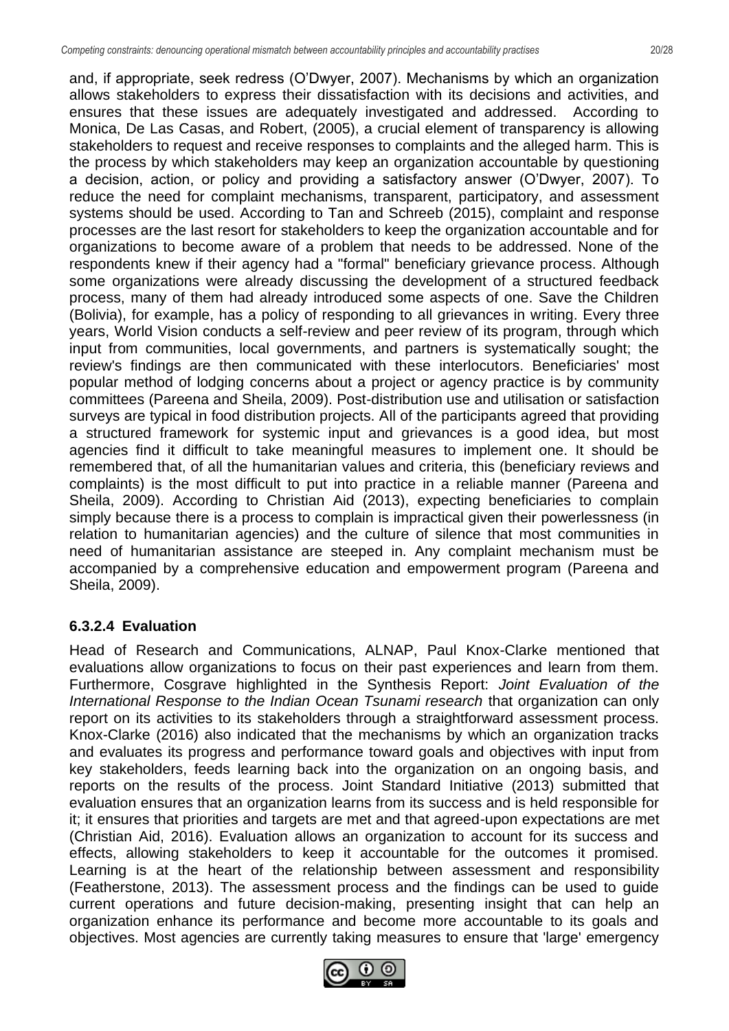and, if appropriate, seek redress (O'Dwyer, 2007). Mechanisms by which an organization allows stakeholders to express their dissatisfaction with its decisions and activities, and ensures that these issues are adequately investigated and addressed. According to Monica, De Las Casas, and Robert, (2005), a crucial element of transparency is allowing stakeholders to request and receive responses to complaints and the alleged harm. This is the process by which stakeholders may keep an organization accountable by questioning a decision, action, or policy and providing a satisfactory answer (O'Dwyer, 2007). To reduce the need for complaint mechanisms, transparent, participatory, and assessment systems should be used. According to Tan and Schreeb (2015), complaint and response processes are the last resort for stakeholders to keep the organization accountable and for organizations to become aware of a problem that needs to be addressed. None of the respondents knew if their agency had a "formal" beneficiary grievance process. Although some organizations were already discussing the development of a structured feedback process, many of them had already introduced some aspects of one. Save the Children (Bolivia), for example, has a policy of responding to all grievances in writing. Every three years, World Vision conducts a self-review and peer review of its program, through which input from communities, local governments, and partners is systematically sought; the review's findings are then communicated with these interlocutors. Beneficiaries' most popular method of lodging concerns about a project or agency practice is by community committees (Pareena and Sheila, 2009). Post-distribution use and utilisation or satisfaction surveys are typical in food distribution projects. All of the participants agreed that providing a structured framework for systemic input and grievances is a good idea, but most agencies find it difficult to take meaningful measures to implement one. It should be remembered that, of all the humanitarian values and criteria, this (beneficiary reviews and complaints) is the most difficult to put into practice in a reliable manner (Pareena and Sheila, 2009). According to Christian Aid (2013), expecting beneficiaries to complain simply because there is a process to complain is impractical given their powerlessness (in relation to humanitarian agencies) and the culture of silence that most communities in need of humanitarian assistance are steeped in. Any complaint mechanism must be accompanied by a comprehensive education and empowerment program (Pareena and Sheila, 2009).

#### 6.3.2.4 Evaluation

Head of Research and Communications, ALNAP, Paul Knox-Clarke mentioned that evaluations allow organizations to focus on their past experiences and learn from them. Furthermore, Cosgrave highlighted in the Synthesis Report: *Joint Evaluation of the International Response to the Indian Ocean Tsunami research* that organization can only report on its activities to its stakeholders through a straightforward assessment process. Knox-Clarke (2016) also indicated that the mechanisms by which an organization tracks and evaluates its progress and performance toward goals and objectives with input from key stakeholders, feeds learning back into the organization on an ongoing basis, and reports on the results of the process. Joint Standard Initiative (2013) submitted that evaluation ensures that an organization learns from its success and is held responsible for it; it ensures that priorities and targets are met and that agreed-upon expectations are met (Christian Aid, 2016). Evaluation allows an organization to account for its success and effects, allowing stakeholders to keep it accountable for the outcomes it promised. Learning is at the heart of the relationship between assessment and responsibility (Featherstone, 2013). The assessment process and the findings can be used to guide current operations and future decision-making, presenting insight that can help an organization enhance its performance and become more accountable to its goals and objectives. Most agencies are currently taking measures to ensure that 'large' emergency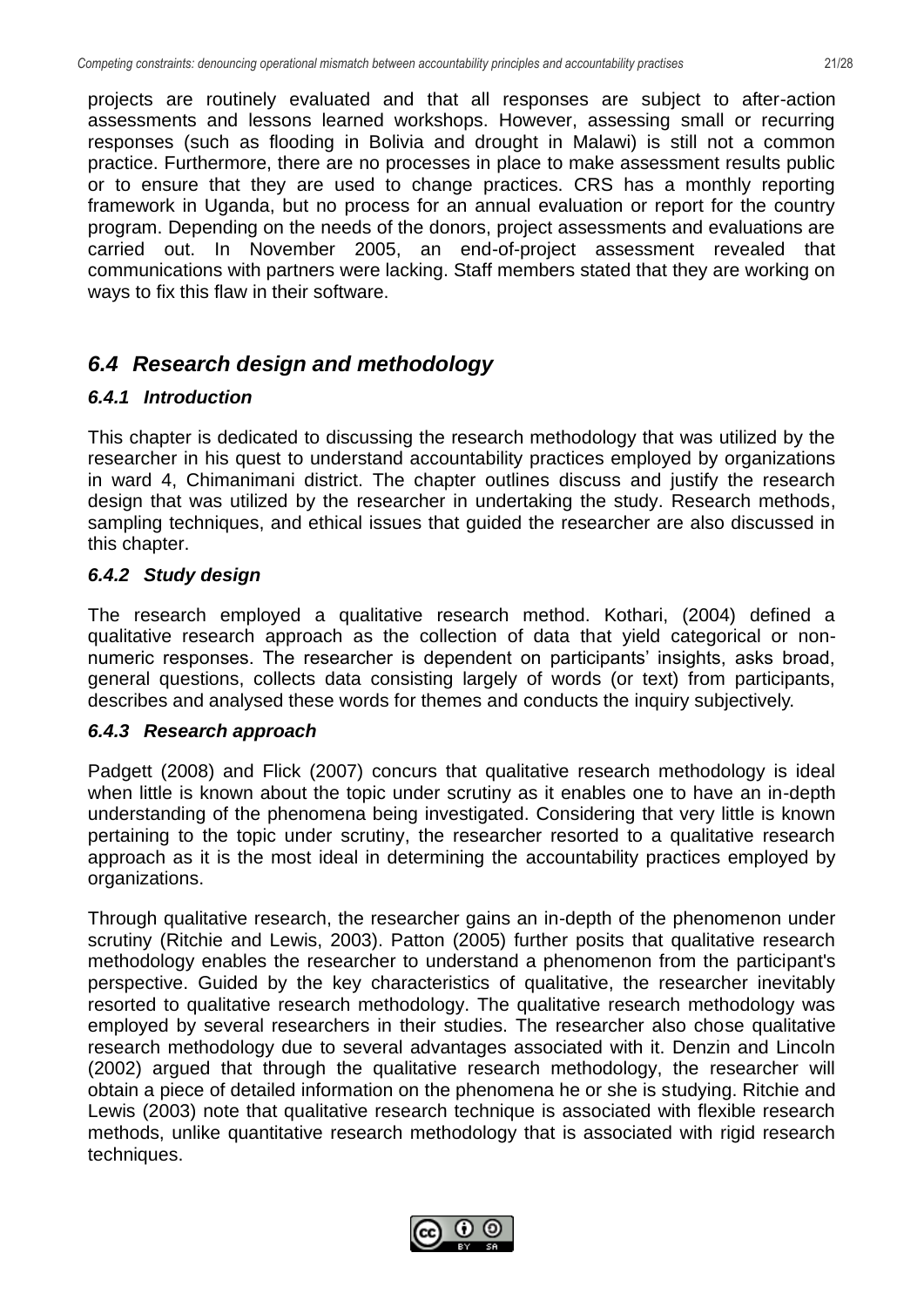projects are routinely evaluated and that all responses are subject to after-action assessments and lessons learned workshops. However, assessing small or recurring responses (such as flooding in Bolivia and drought in Malawi) is still not a common practice. Furthermore, there are no processes in place to make assessment results public or to ensure that they are used to change practices. CRS has a monthly reporting framework in Uganda, but no process for an annual evaluation or report for the country program. Depending on the needs of the donors, project assessments and evaluations are carried out. In November 2005, an end-of-project assessment revealed that communications with partners were lacking. Staff members stated that they are working on ways to fix this flaw in their software.

## *6.4 Research design and methodology*

### *6.4.1 Introduction*

This chapter is dedicated to discussing the research methodology that was utilized by the researcher in his quest to understand accountability practices employed by organizations in ward 4, Chimanimani district. The chapter outlines discuss and justify the research design that was utilized by the researcher in undertaking the study. Research methods, sampling techniques, and ethical issues that guided the researcher are also discussed in this chapter.

### *6.4.2 Study design*

The research employed a qualitative research method. Kothari, (2004) defined a qualitative research approach as the collection of data that yield categorical or non-numeric responses. The researcher is dependent on participants' insights, asks broad, general questions, collects data consisting largely of words (or text) from participants, describes and analysed these words for themes and conducts the inquiry subjectively.

### *6.4.3 Research approach*

Padgett (2008) and Flick (2007) concurs that qualitative research methodology is ideal when little is known about the topic under scrutiny as it enables one to have an in-depth understanding of the phenomena being investigated. Considering that very little is known pertaining to the topic under scrutiny, the researcher resorted to a qualitative research approach as it is the most ideal in determining the accountability practices employed by organizations.

Through qualitative research, the researcher gains an in-depth of the phenomenon under scrutiny (Ritchie and Lewis, 2003). Patton (2005) further posits that qualitative research methodology enables the researcher to understand a phenomenon from the participant's perspective. Guided by the key characteristics of qualitative, the researcher inevitably resorted to qualitative research methodology. The qualitative research methodology was employed by several researchers in their studies. The researcher also chose qualitative research methodology due to several advantages associated with it. Denzin and Lincoln (2002) argued that through the qualitative research methodology, the researcher will obtain a piece of detailed information on the phenomena he or she is studying. Ritchie and Lewis (2003) note that qualitative research technique is associated with flexible research methods, unlike quantitative research methodology that is associated with rigid research techniques.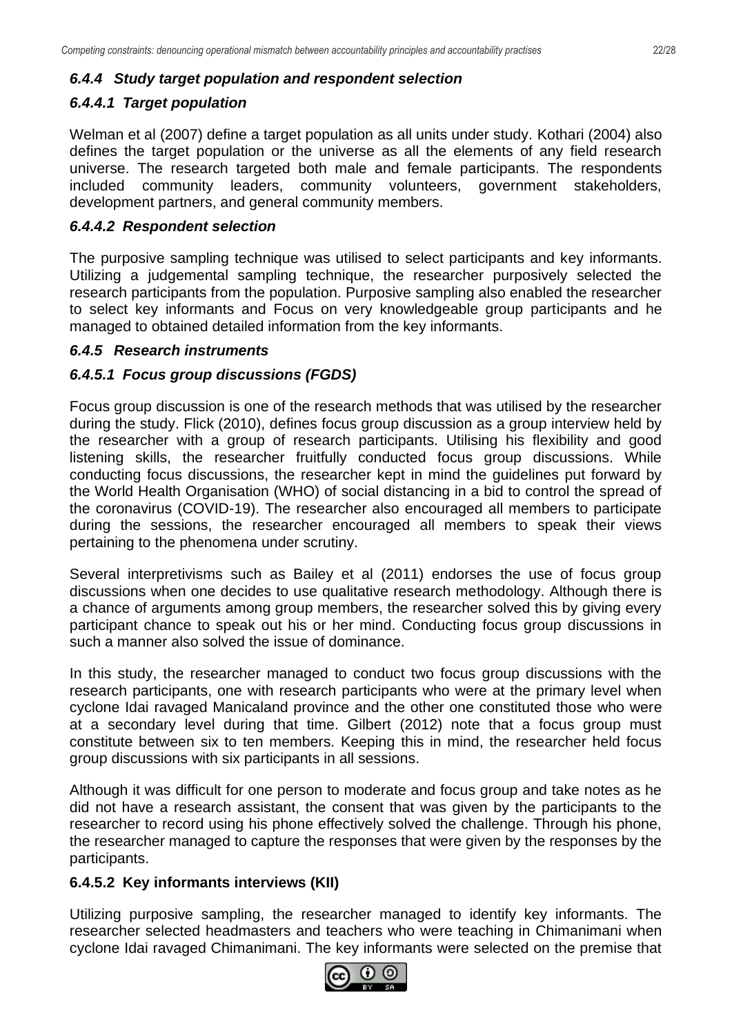#### *6.4.4 Study target population and respondent selection*

##### *6.4.4.1 Target population*

Welman et al (2007) define a target population as all units under study. Kothari (2004) also defines the target population or the universe as all the elements of any field research universe. The research targeted both male and female participants. The respondents included community leaders, community volunteers, government stakeholders, development partners, and general community members.

##### *6.4.4.2 Respondent selection*

The purposive sampling technique was utilised to select participants and key informants. Utilizing a judgemental sampling technique, the researcher purposively selected the research participants from the population. Purposive sampling also enabled the researcher to select key informants and Focus on very knowledgeable group participants and he managed to obtained detailed information from the key informants.

#### *6.4.5 Research instruments*

##### *6.4.5.1 Focus group discussions (FGDS)*

Focus group discussion is one of the research methods that was utilised by the researcher during the study. Flick (2010), defines focus group discussion as a group interview held by the researcher with a group of research participants. Utilising his flexibility and good listening skills, the researcher fruitfully conducted focus group discussions. While conducting focus discussions, the researcher kept in mind the guidelines put forward by the World Health Organisation (WHO) of social distancing in a bid to control the spread of the coronavirus (COVID-19). The researcher also encouraged all members to participate during the sessions, the researcher encouraged all members to speak their views pertaining to the phenomena under scrutiny.

Several interpretivisms such as Bailey et al (2011) endorses the use of focus group discussions when one decides to use qualitative research methodology. Although there is a chance of arguments among group members, the researcher solved this by giving every participant chance to speak out his or her mind. Conducting focus group discussions in such a manner also solved the issue of dominance.

In this study, the researcher managed to conduct two focus group discussions with the research participants, one with research participants who were at the primary level when cyclone Idai ravaged Manicaland province and the other one constituted those who were at a secondary level during that time. Gilbert (2012) note that a focus group must constitute between six to ten members. Keeping this in mind, the researcher held focus group discussions with six participants in all sessions.

Although it was difficult for one person to moderate and focus group and take notes as he did not have a research assistant, the consent that was given by the participants to the researcher to record using his phone effectively solved the challenge. Through his phone, the researcher managed to capture the responses that were given by the responses by the participants.

##### **6.4.5.2 Key informants interviews (KII)**

Utilizing purposive sampling, the researcher managed to identify key informants. The researcher selected headmasters and teachers who were teaching in Chimanimani when cyclone Idai ravaged Chimanimani. The key informants were selected on the premise that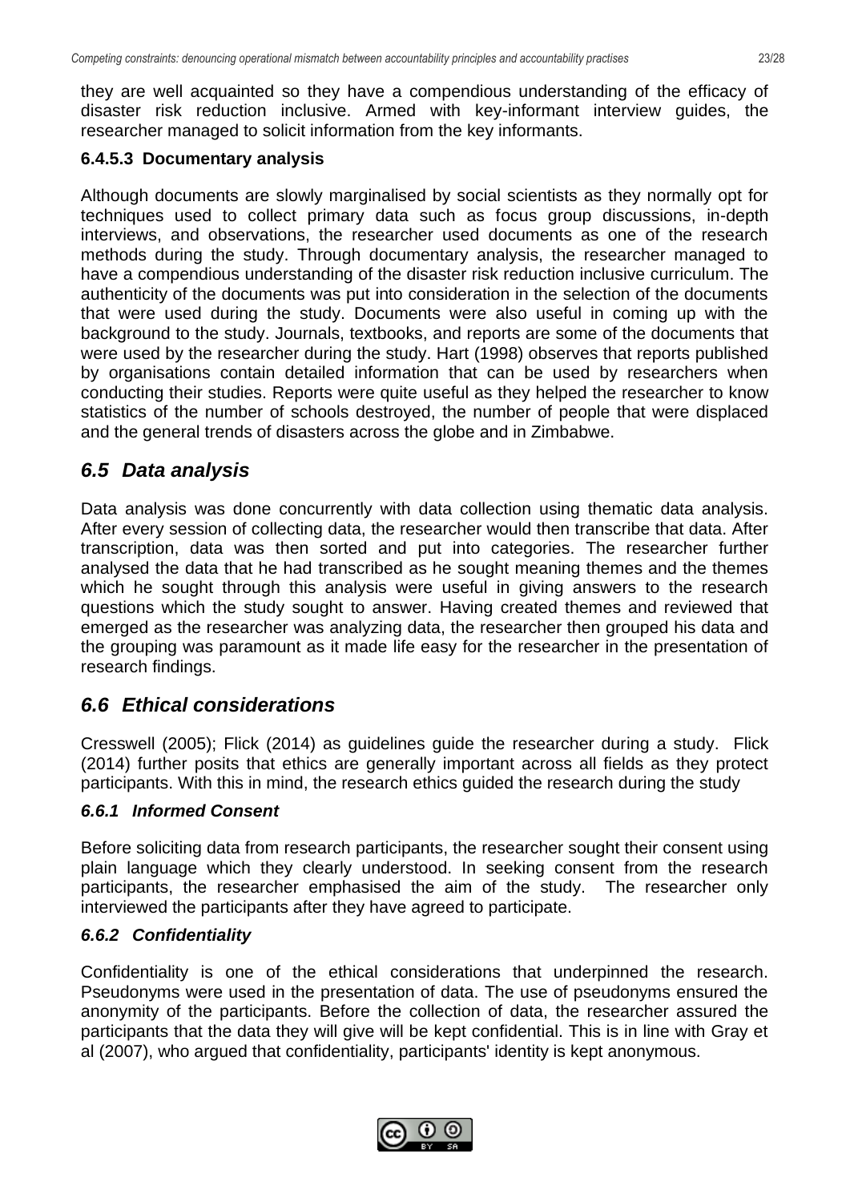they are well acquainted so they have a compendious understanding of the efficacy of disaster risk reduction inclusive. Armed with key-informant interview guides, the researcher managed to solicit information from the key informants.

#### 6.4.5.3 Documentary analysis

Although documents are slowly marginalised by social scientists as they normally opt for techniques used to collect primary data such as focus group discussions, in-depth interviews, and observations, the researcher used documents as one of the research methods during the study. Through documentary analysis, the researcher managed to have a compendious understanding of the disaster risk reduction inclusive curriculum. The authenticity of the documents was put into consideration in the selection of the documents that were used during the study. Documents were also useful in coming up with the background to the study. Journals, textbooks, and reports are some of the documents that were used by the researcher during the study. Hart (1998) observes that reports published by organisations contain detailed information that can be used by researchers when conducting their studies. Reports were quite useful as they helped the researcher to know statistics of the number of schools destroyed, the number of people that were displaced and the general trends of disasters across the globe and in Zimbabwe.

## *6.5 Data analysis*

Data analysis was done concurrently with data collection using thematic data analysis. After every session of collecting data, the researcher would then transcribe that data. After transcription, data was then sorted and put into categories. The researcher further analysed the data that he had transcribed as he sought meaning themes and the themes which he sought through this analysis were useful in giving answers to the research questions which the study sought to answer. Having created themes and reviewed that emerged as the researcher was analyzing data, the researcher then grouped his data and the grouping was paramount as it made life easy for the researcher in the presentation of research findings.

## *6.6 Ethical considerations*

Cresswell (2005); Flick (2014) as guidelines guide the researcher during a study. Flick (2014) further posits that ethics are generally important across all fields as they protect participants. With this in mind, the research ethics guided the research during the study

### *6.6.1 Informed Consent*

Before soliciting data from research participants, the researcher sought their consent using plain language which they clearly understood. In seeking consent from the research participants, the researcher emphasised the aim of the study. The researcher only interviewed the participants after they have agreed to participate.

### *6.6.2 Confidentiality*

Confidentiality is one of the ethical considerations that underpinned the research. Pseudonyms were used in the presentation of data. The use of pseudonyms ensured the anonymity of the participants. Before the collection of data, the researcher assured the participants that the data they will give will be kept confidential. This is in line with Gray et al (2007), who argued that confidentiality, participants' identity is kept anonymous.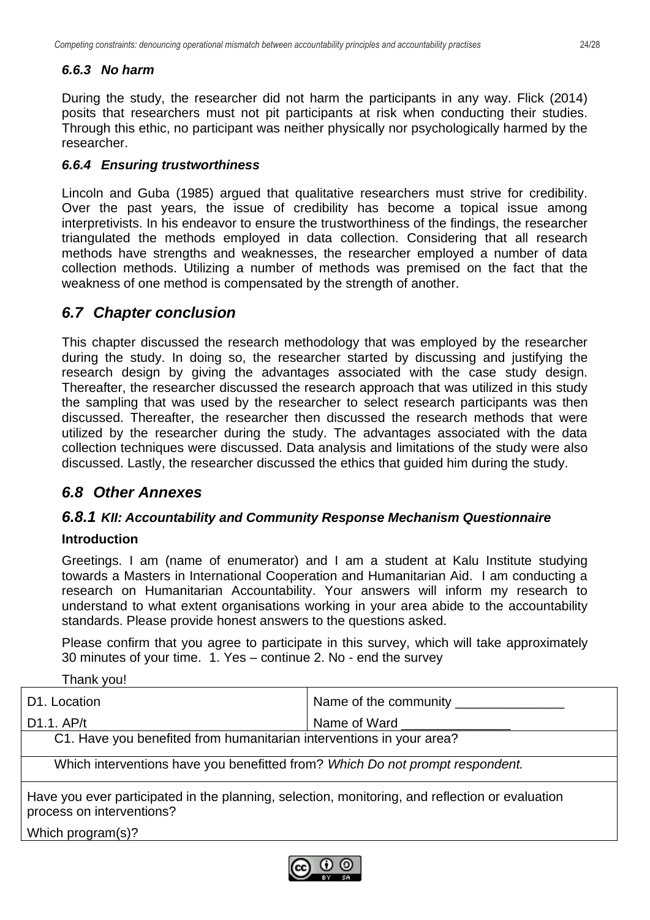#### *6.6.3 No harm*

During the study, the researcher did not harm the participants in any way. Flick (2014) posits that researchers must not pit participants at risk when conducting their studies. Through this ethic, no participant was neither physically nor psychologically harmed by the researcher.

#### *6.6.4 Ensuring trustworthiness*

Lincoln and Guba (1985) argued that qualitative researchers must strive for credibility. Over the past years, the issue of credibility has become a topical issue among interpretivists. In his endeavor to ensure the trustworthiness of the findings, the researcher triangulated the methods employed in data collection. Considering that all research methods have strengths and weaknesses, the researcher employed a number of data collection methods. Utilizing a number of methods was premised on the fact that the weakness of one method is compensated by the strength of another.

## *6.7 Chapter conclusion*

This chapter discussed the research methodology that was employed by the researcher during the study. In doing so, the researcher started by discussing and justifying the research design by giving the advantages associated with the case study design. Thereafter, the researcher discussed the research approach that was utilized in this study the sampling that was used by the researcher to select research participants was then discussed. Thereafter, the researcher then discussed the research methods that were utilized by the researcher during the study. The advantages associated with the data collection techniques were discussed. Data analysis and limitations of the study were also discussed. Lastly, the researcher discussed the ethics that guided him during the study.

## *6.8 Other Annexes*

### *6.8.1 KII: Accountability and Community Response Mechanism Questionnaire*

**Introduction**

Greetings. I am (name of enumerator) and I am a student at Kalu Institute studying towards a Masters in International Cooperation and Humanitarian Aid. I am conducting a research on Humanitarian Accountability. Your answers will inform my research to understand to what extent organisations working in your area abide to the accountability standards. Please provide honest answers to the questions asked.

Please confirm that you agree to participate in this survey, which will take approximately 30 minutes of your time. 1. Yes – continue 2. No - end the survey

Thank you!

| D1. Location | Name of the community _______________ |
|---|---|
| D1.1. AP/t | Name of Ward _______________ |
| C1. Have you benefited from humanitarian interventions in your area? | |
| Which interventions have you benefitted from? *Which Do not prompt respondent.* | |
| Have you ever participated in the planning, selection, monitoring, and reflection or evaluation process on interventions? Which program(s)? | |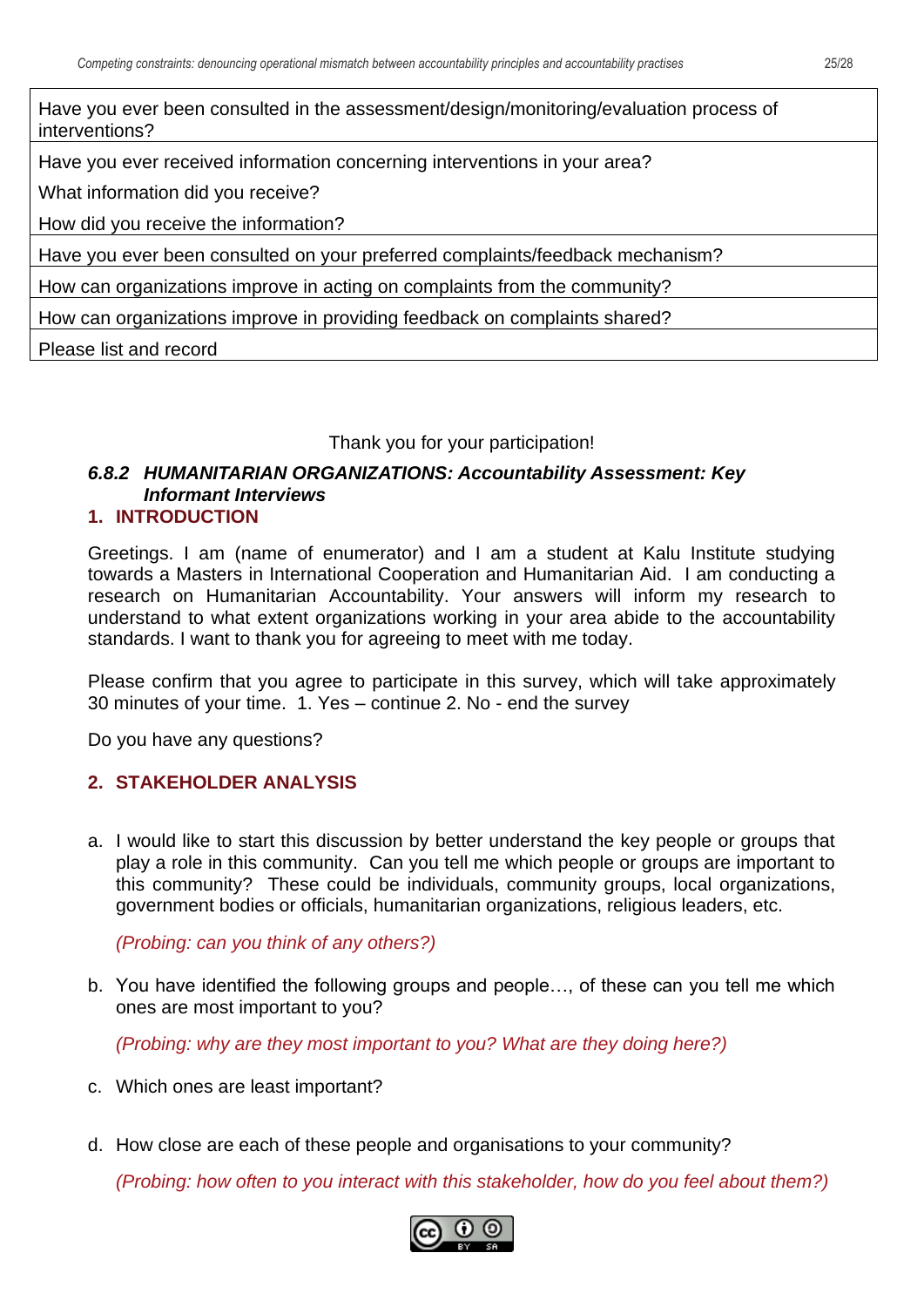| Have you ever been consulted in the assessment/design/monitoring/evaluation process of interventions? |
|---|
| Have you ever received information concerning interventions in your area?<br>What information did you receive?<br>How did you receive the information? |
| Have you ever been consulted on your preferred complaints/feedback mechanism? |
| How can organizations improve in acting on complaints from the community? |
| How can organizations improve in providing feedback on complaints shared? |
| Please list and record |

Thank you for your participation!

### *6.8.2 HUMANITARIAN ORGANIZATIONS: Accountability Assessment: Key Informant Interviews*

#### 1. INTRODUCTION

Greetings. I am (name of enumerator) and I am a student at Kalu Institute studying towards a Masters in International Cooperation and Humanitarian Aid. I am conducting a research on Humanitarian Accountability. Your answers will inform my research to understand to what extent organizations working in your area abide to the accountability standards. I want to thank you for agreeing to meet with me today.

Please confirm that you agree to participate in this survey, which will take approximately 30 minutes of your time. 1. Yes – continue 2. No - end the survey

Do you have any questions?

#### 2. STAKEHOLDER ANALYSIS

a. I would like to start this discussion by better understand the key people or groups that play a role in this community. Can you tell me which people or groups are important to this community? These could be individuals, community groups, local organizations, government bodies or officials, humanitarian organizations, religious leaders, etc.

   *(Probing: can you think of any others?)*

b. You have identified the following groups and people…, of these can you tell me which ones are most important to you?

   *(Probing: why are they most important to you? What are they doing here?)*

c. Which ones are least important?

d. How close are each of these people and organisations to your community?

   *(Probing: how often to you interact with this stakeholder, how do you feel about them?)*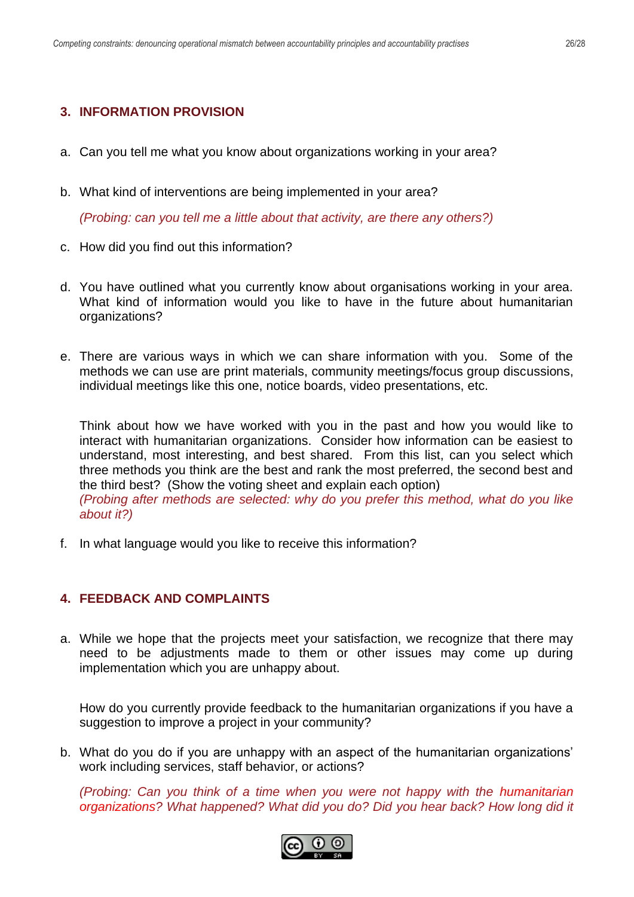## 3. INFORMATION PROVISION

a. Can you tell me what you know about organizations working in your area?

b. What kind of interventions are being implemented in your area?

   *(Probing: can you tell me a little about that activity, are there any others?)*

c. How did you find out this information?

d. You have outlined what you currently know about organisations working in your area. What kind of information would you like to have in the future about humanitarian organizations?

e. There are various ways in which we can share information with you. Some of the methods we can use are print materials, community meetings/focus group discussions, individual meetings like this one, notice boards, video presentations, etc.

   Think about how we have worked with you in the past and how you would like to interact with humanitarian organizations. Consider how information can be easiest to understand, most interesting, and best shared. From this list, can you select which three methods you think are the best and rank the most preferred, the second best and the third best? (Show the voting sheet and explain each option)
   *(Probing after methods are selected: why do you prefer this method, what do you like about it?)*

f. In what language would you like to receive this information?

## 4. FEEDBACK AND COMPLAINTS

a. While we hope that the projects meet your satisfaction, we recognize that there may need to be adjustments made to them or other issues may come up during implementation which you are unhappy about.

   How do you currently provide feedback to the humanitarian organizations if you have a suggestion to improve a project in your community?

b. What do you do if you are unhappy with an aspect of the humanitarian organizations' work including services, staff behavior, or actions?

   *(Probing: Can you think of a time when you were not happy with the humanitarian organizations? What happened? What did you do? Did you hear back? How long did it*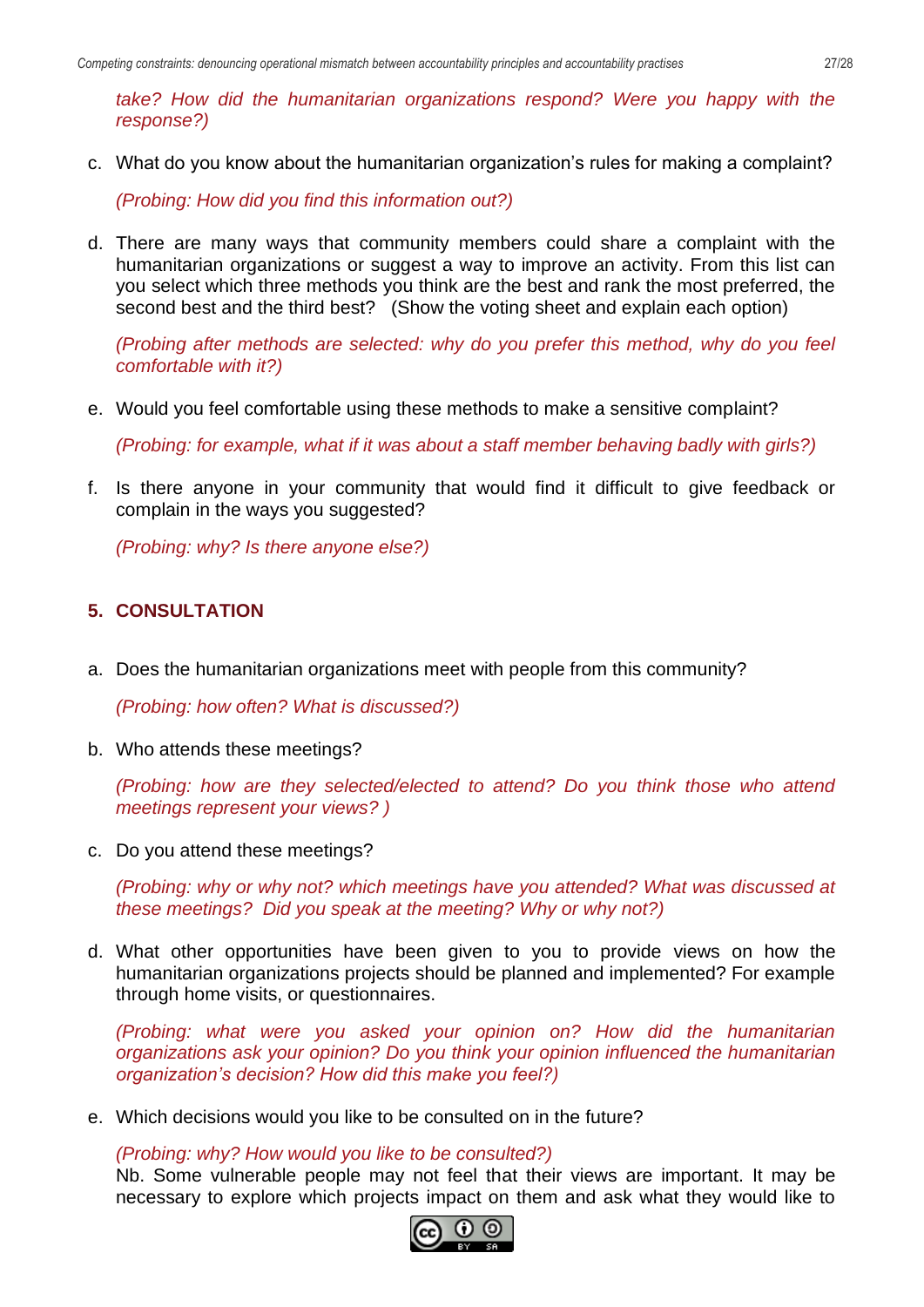*take? How did the humanitarian organizations respond? Were you happy with the response?)*

c. What do you know about the humanitarian organization's rules for making a complaint?

   *(Probing: How did you find this information out?)*

d. There are many ways that community members could share a complaint with the humanitarian organizations or suggest a way to improve an activity. From this list can you select which three methods you think are the best and rank the most preferred, the second best and the third best? (Show the voting sheet and explain each option)

   *(Probing after methods are selected: why do you prefer this method, why do you feel comfortable with it?)*

e. Would you feel comfortable using these methods to make a sensitive complaint?

   *(Probing: for example, what if it was about a staff member behaving badly with girls?)*

f. Is there anyone in your community that would find it difficult to give feedback or complain in the ways you suggested?

   *(Probing: why? Is there anyone else?)*

## 5. CONSULTATION

a. Does the humanitarian organizations meet with people from this community?

   *(Probing: how often? What is discussed?)*

b. Who attends these meetings?

   *(Probing: how are they selected/elected to attend? Do you think those who attend meetings represent your views? )*

c. Do you attend these meetings?

   *(Probing: why or why not? which meetings have you attended? What was discussed at these meetings? Did you speak at the meeting? Why or why not?)*

d. What other opportunities have been given to you to provide views on how the humanitarian organizations projects should be planned and implemented? For example through home visits, or questionnaires.

   *(Probing: what were you asked your opinion on? How did the humanitarian organizations ask your opinion? Do you think your opinion influenced the humanitarian organization's decision? How did this make you feel?)*

e. Which decisions would you like to be consulted on in the future?

   *(Probing: why? How would you like to be consulted?)*
   Nb. Some vulnerable people may not feel that their views are important. It may be necessary to explore which projects impact on them and ask what they would like to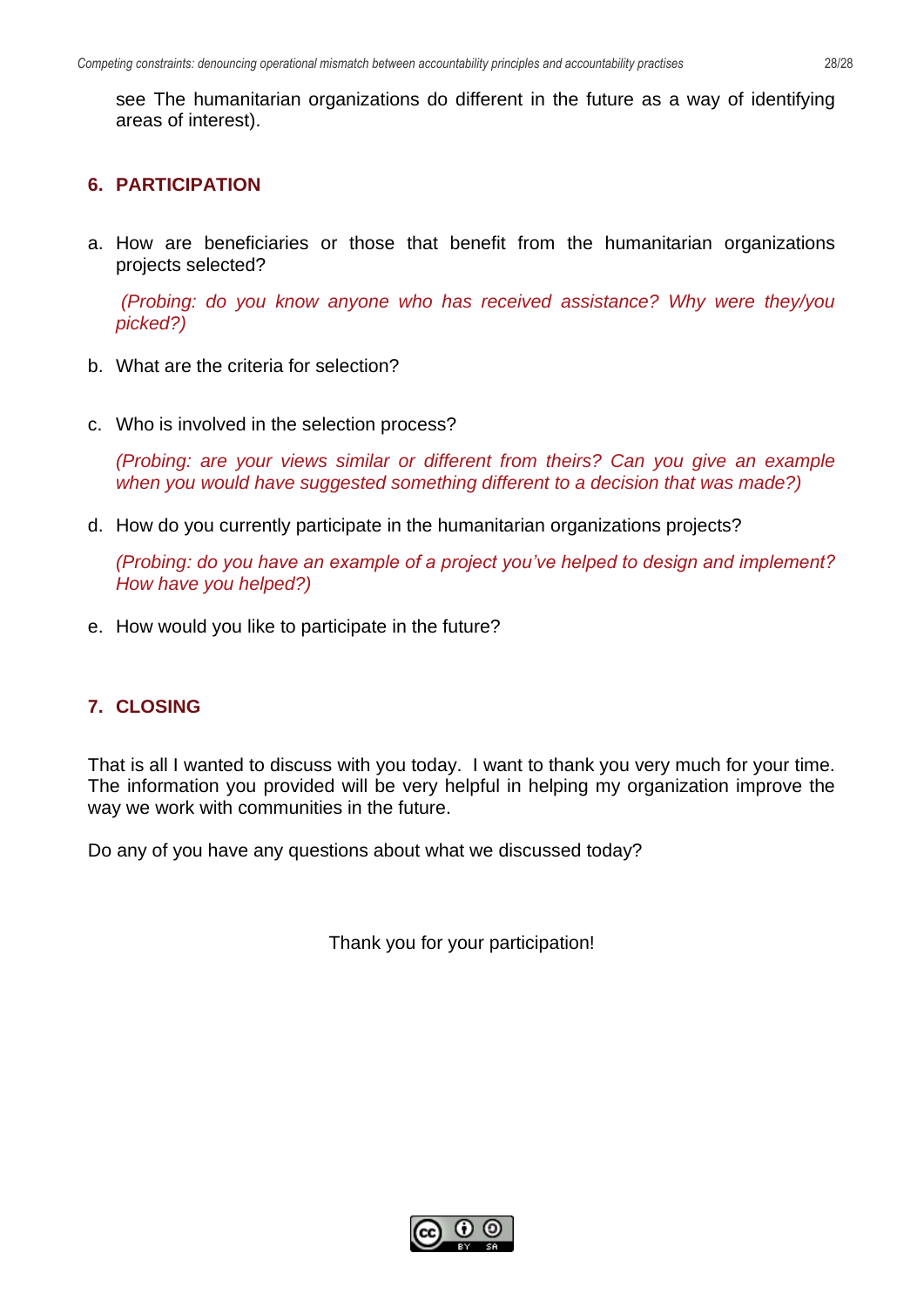see The humanitarian organizations do different in the future as a way of identifying areas of interest).

## 6. PARTICIPATION

a. How are beneficiaries or those that benefit from the humanitarian organizations projects selected?

   *(Probing: do you know anyone who has received assistance? Why were they/you picked?)*

b. What are the criteria for selection?

c. Who is involved in the selection process?

   *(Probing: are your views similar or different from theirs? Can you give an example when you would have suggested something different to a decision that was made?)*

d. How do you currently participate in the humanitarian organizations projects?

   *(Probing: do you have an example of a project you've helped to design and implement? How have you helped?)*

e. How would you like to participate in the future?

## 7. CLOSING

That is all I wanted to discuss with you today. I want to thank you very much for your time. The information you provided will be very helpful in helping my organization improve the way we work with communities in the future.

Do any of you have any questions about what we discussed today?

Thank you for your participation!